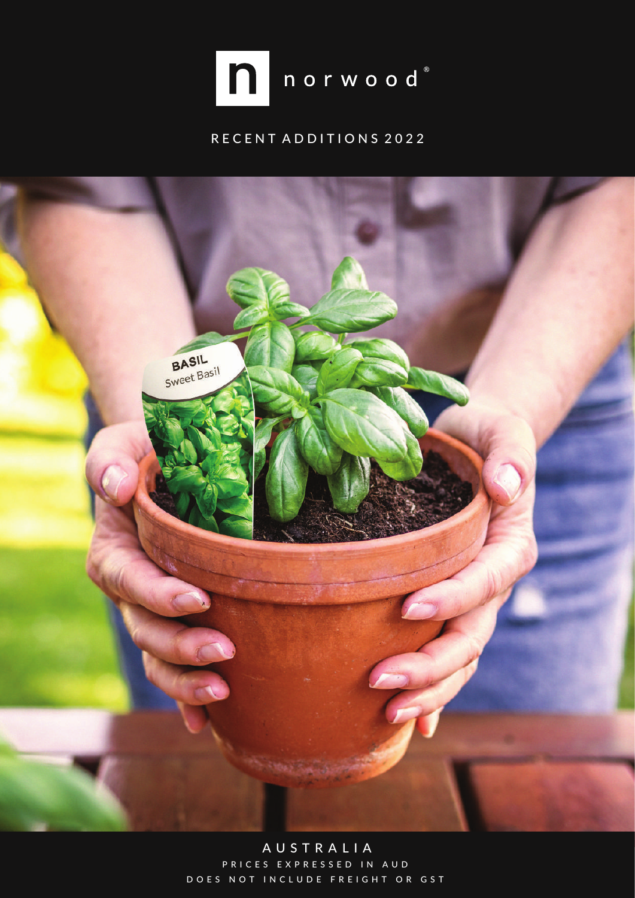# norwood®

## RECENT ADDITIONS 2022

AUSTRALIA

PRICES EXPRESSED IN AUD

DOES NOT INCLUDE FREIGHT OR GST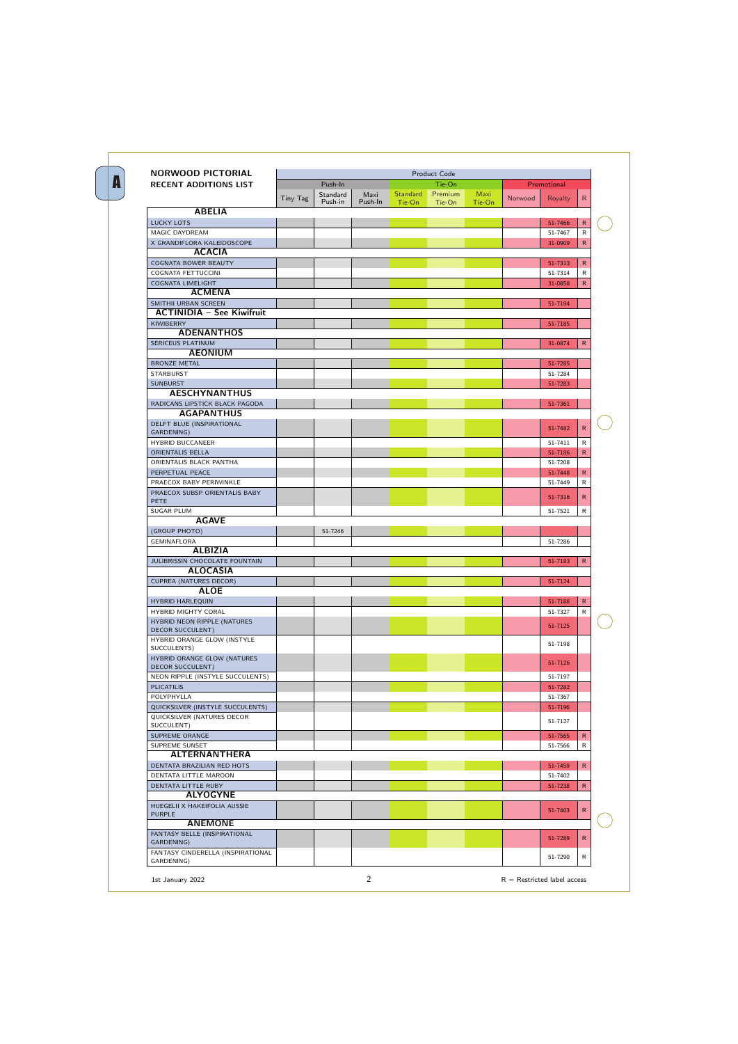# NORWOOD PICTORIAL RECENT ADDITIONS LIST

| | Product Code | | | | | | | | |
|---|---|---|---|---|---|---|---|---|---|
| | Push-In | | | Tie-On | | | Promotional | | |
| | Tiny Tag | Standard Push-in | Maxi Push-In | Standard Tie-On | Premium Tie-On | Maxi Tie-On | Norwood | Royalty | R |
| **ABELIA** | | | | | | | | | |
| LUCKY LOTS | | | | | | | | 51-7466 | R |
| MAGIC DAYDREAM | | | | | | | | 51-7467 | R |
| X GRANDIFLORA KALEIDOSCOPE | | | | | | | | 31-0909 | R |
| **ACACIA** | | | | | | | | | |
| COGNATA BOWER BEAUTY | | | | | | | | 51-7313 | R |
| COGNATA FETTUCCINI | | | | | | | | 51-7314 | R |
| COGNATA LIMELIGHT | | | | | | | | 31-0858 | R |
| **ACMENA** | | | | | | | | | |
| SMITHII URBAN SCREEN | | | | | | | | 51-7194 | |
| **ACTINIDIA – See Kiwifruit** | | | | | | | | | |
| KIWIBERRY | | | | | | | | 51-7185 | |
| **ADENANTHOS** | | | | | | | | | |
| SERICEUS PLATINUM | | | | | | | | 31-0874 | R |
| **AEONIUM** | | | | | | | | | |
| BRONZE METAL | | | | | | | | 51-7285 | |
| STARBURST | | | | | | | | 51-7284 | |
| SUNBURST | | | | | | | | 51-7283 | |
| **AESCHYNANTHUS** | | | | | | | | | |
| RADICANS LIPSTICK BLACK PAGODA | | | | | | | | 51-7361 | |
| **AGAPANTHUS** | | | | | | | | | |
| DELFT BLUE (INSPIRATIONAL GARDENING) | | | | | | | | 51-7482 | R |
| HYBRID BUCCANEER | | | | | | | | 51-7411 | R |
| ORIENTALIS BELLA | | | | | | | | 51-7186 | R |
| ORIENTALIS BLACK PANTHA | | | | | | | | 51-7208 | |
| PERPETUAL PEACE | | | | | | | | 51-7448 | R |
| PRAECOX BABY PERIWINKLE | | | | | | | | 51-7449 | R |
| PRAECOX SUBSP ORIENTALIS BABY PETE | | | | | | | | 51-7316 | R |
| SUGAR PLUM | | | | | | | | 51-7521 | R |
| **AGAVE** | | | | | | | | | |
| (GROUP PHOTO) | | 51-7246 | | | | | | | |
| GEMINAFLORA | | | | | | | | 51-7286 | |
| **ALBIZIA** | | | | | | | | | |
| JULIBRISSIN CHOCOLATE FOUNTAIN | | | | | | | | 51-7183 | R |
| **ALOCASIA** | | | | | | | | | |
| CUPREA (NATURES DECOR) | | | | | | | | 51-7124 | |
| **ALOE** | | | | | | | | | |
| HYBRID HARLEQUIN | | | | | | | | 51-7188 | R |
| HYBRID MIGHTY CORAL | | | | | | | | 51-7327 | R |
| HYBRID NEON RIPPLE (NATURES DECOR SUCCULENT) | | | | | | | | 51-7125 | |
| HYBRID ORANGE GLOW (INSTYLE SUCCULENTS) | | | | | | | | 51-7198 | |
| HYBRID ORANGE GLOW (NATURES DECOR SUCCULENT) | | | | | | | | 51-7126 | |
| NEON RIPPLE (INSTYLE SUCCULENTS) | | | | | | | | 51-7197 | |
| PLICATILIS | | | | | | | | 51-7282 | |
| POLYPHYLLA | | | | | | | | 51-7367 | |
| QUICKSILVER (INSTYLE SUCCULENTS) | | | | | | | | 51-7196 | |
| QUICKSILVER (NATURES DECOR SUCCULENT) | | | | | | | | 51-7127 | |
| SUPREME ORANGE | | | | | | | | 51-7565 | R |
| SUPREME SUNSET | | | | | | | | 51-7566 | R |
| **ALTERNANTHERA** | | | | | | | | | |
| DENTATA BRAZILIAN RED HOTS | | | | | | | | 51-7459 | R |
| DENTATA LITTLE MAROON | | | | | | | | 51-7402 | |
| DENTATA LITTLE RUBY | | | | | | | | 51-7238 | R |
| **ALYOGYNE** | | | | | | | | | |
| HUEGELII X HAKEIFOLIA AUSSIE PURPLE | | | | | | | | 51-7403 | R |
| **ANEMONE** | | | | | | | | | |
| FANTASY BELLE (INSPIRATIONAL GARDENING) | | | | | | | | 51-7289 | R |
| FANTASY CINDERELLA (INSPIRATIONAL GARDENING) | | | | | | | | 51-7290 | R |

1st January 2022

R = Restricted label access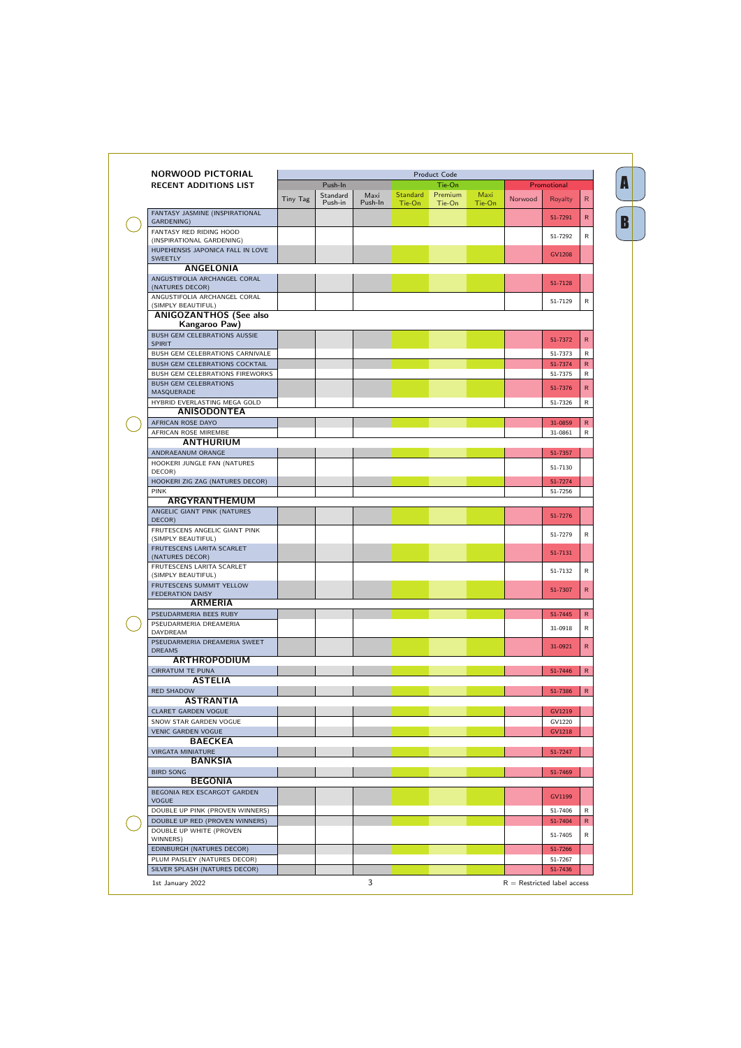| NORWOOD PICTORIAL RECENT ADDITIONS LIST | Product Code | | | | | | | | |
|---|---|---|---|---|---|---|---|---|---|
| | Push-In | | | Tie-On | | | Promotional | | |
| | Tiny Tag | Standard Push-in | Maxi Push-In | Standard Tie-On | Premium Tie-On | Maxi Tie-On | Norwood | Royalty | R |
| FANTASY JASMINE (INSPIRATIONAL GARDENING) | | | | | | | | 51-7291 | R |
| FANTASY RED RIDING HOOD (INSPIRATIONAL GARDENING) | | | | | | | | 51-7292 | R |
| HUPEHENSIS JAPONICA FALL IN LOVE SWEETLY | | | | | | | | GV1208 | |
| **ANGELONIA** | | | | | | | | | |
| ANGUSTIFOLIA ARCHANGEL CORAL (NATURES DECOR) | | | | | | | | 51-7128 | |
| ANGUSTIFOLIA ARCHANGEL CORAL (SIMPLY BEAUTIFUL) | | | | | | | | 51-7129 | R |
| **ANIGOZANTHOS (See also Kangaroo Paw)** | | | | | | | | | |
| BUSH GEM CELEBRATIONS AUSSIE SPIRIT | | | | | | | | 51-7372 | R |
| BUSH GEM CELEBRATIONS CARNIVALE | | | | | | | | 51-7373 | R |
| BUSH GEM CELEBRATIONS COCKTAIL | | | | | | | | 51-7374 | R |
| BUSH GEM CELEBRATIONS FIREWORKS | | | | | | | | 51-7375 | R |
| BUSH GEM CELEBRATIONS MASQUERADE | | | | | | | | 51-7376 | R |
| HYBRID EVERLASTING MEGA GOLD | | | | | | | | 51-7326 | R |
| **ANISODONTEA** | | | | | | | | | |
| AFRICAN ROSE DAYO | | | | | | | | 31-0859 | R |
| AFRICAN ROSE MIREMBE | | | | | | | | 31-0861 | R |
| **ANTHURIUM** | | | | | | | | | |
| ANDRAEANUM ORANGE | | | | | | | | 51-7357 | |
| HOOKERI JUNGLE FAN (NATURES DECOR) | | | | | | | | 51-7130 | |
| HOOKERI ZIG ZAG (NATURES DECOR) | | | | | | | | 51-7274 | |
| PINK | | | | | | | | 51-7256 | |
| **ARGYRANTHEMUM** | | | | | | | | | |
| ANGELIC GIANT PINK (NATURES DECOR) | | | | | | | | 51-7276 | |
| FRUTESCENS ANGELIC GIANT PINK (SIMPLY BEAUTIFUL) | | | | | | | | 51-7279 | R |
| FRUTESCENS LARITA SCARLET (NATURES DECOR) | | | | | | | | 51-7131 | |
| FRUTESCENS LARITA SCARLET (SIMPLY BEAUTIFUL) | | | | | | | | 51-7132 | R |
| FRUTESCENS SUMMIT YELLOW FEDERATION DAISY | | | | | | | | 51-7307 | R |
| **ARMERIA** | | | | | | | | | |
| PSEUDARMERIA BEES RUBY | | | | | | | | 51-7445 | R |
| PSEUDARMERIA DREAMERIA DAYDREAM | | | | | | | | 31-0918 | R |
| PSEUDARMERIA DREAMERIA SWEET DREAMS | | | | | | | | 31-0921 | R |
| **ARTHROPODIUM** | | | | | | | | | |
| CIRRATUM TE PUNA | | | | | | | | 51-7446 | R |
| **ASTELIA** | | | | | | | | | |
| RED SHADOW | | | | | | | | 51-7386 | R |
| **ASTRANTIA** | | | | | | | | | |
| CLARET GARDEN VOGUE | | | | | | | | GV1219 | |
| SNOW STAR GARDEN VOGUE | | | | | | | | GV1220 | |
| VENIC GARDEN VOGUE | | | | | | | | GV1218 | |
| **BAECKEA** | | | | | | | | | |
| VIRGATA MINIATURE | | | | | | | | 51-7247 | |
| **BANKSIA** | | | | | | | | | |
| BIRD SONG | | | | | | | | 51-7469 | |
| **BEGONIA** | | | | | | | | | |
| BEGONIA REX ESCARGOT GARDEN VOGUE | | | | | | | | GV1199 | |
| DOUBLE UP PINK (PROVEN WINNERS) | | | | | | | | 51-7406 | R |
| DOUBLE UP RED (PROVEN WINNERS) | | | | | | | | 51-7404 | R |
| DOUBLE UP WHITE (PROVEN WINNERS) | | | | | | | | 51-7405 | R |
| EDINBURGH (NATURES DECOR) | | | | | | | | 51-7266 | |
| PLUM PAISLEY (NATURES DECOR) | | | | | | | | 51-7267 | |
| SILVER SPLASH (NATURES DECOR) | | | | | | | | 51-7436 | |

1st January 2022

R = Restricted label access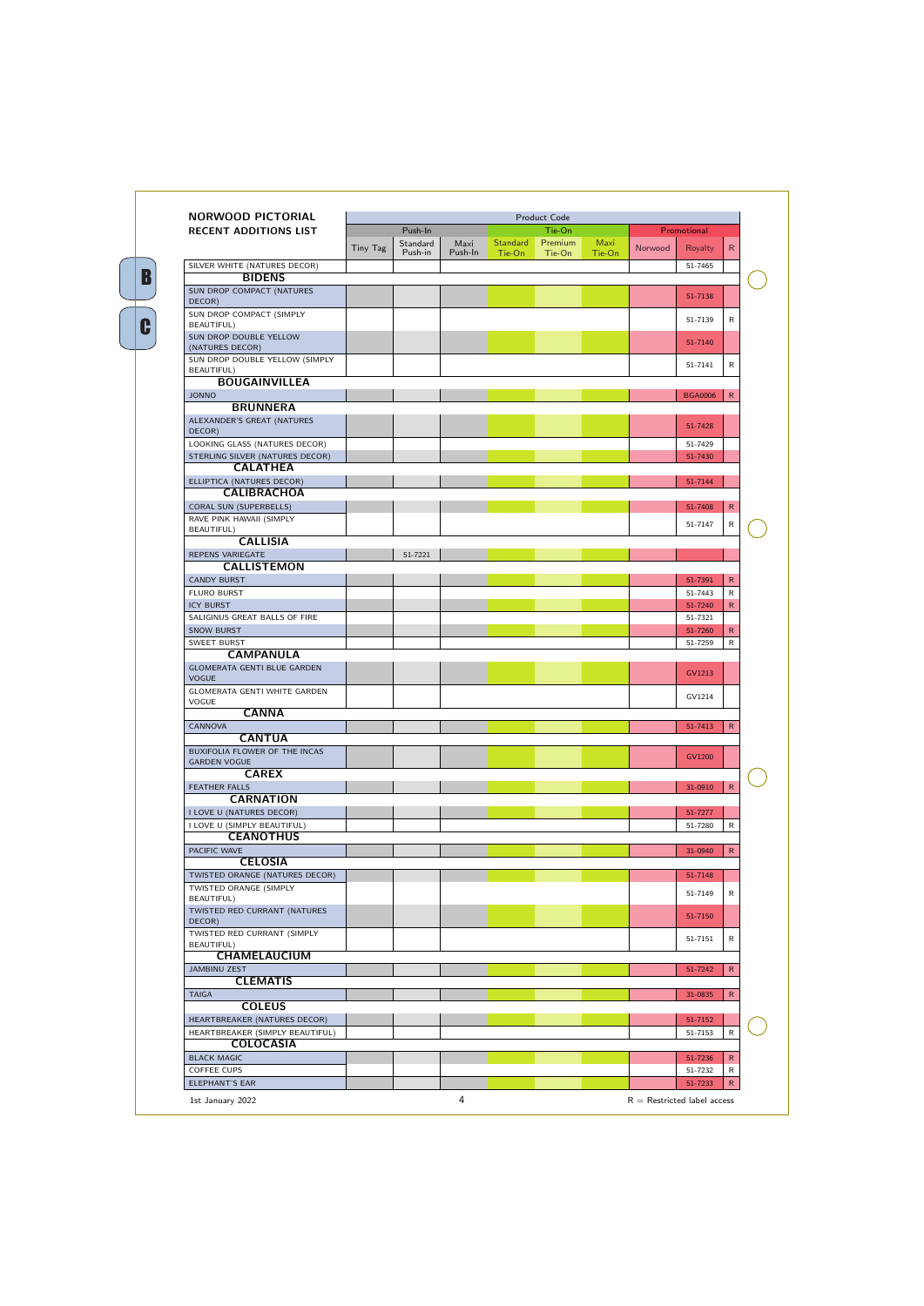| NORWOOD PICTORIAL RECENT ADDITIONS LIST | Product Code | | | | | | | | |
|---|---|---|---|---|---|---|---|---|---|
| | Push-In | | | Tie-On | | | Promotional | | |
| | Tiny Tag | Standard Push-in | Maxi Push-In | Standard Tie-On | Premium Tie-On | Maxi Tie-On | Norwood | Royalty | R |
| SILVER WHITE (NATURES DECOR) | | | | | | | | 51-7465 | |
| **BIDENS** | | | | | | | | | |
| SUN DROP COMPACT (NATURES DECOR) | | | | | | | | 51-7138 | |
| SUN DROP COMPACT (SIMPLY BEAUTIFUL) | | | | | | | | 51-7139 | R |
| SUN DROP DOUBLE YELLOW (NATURES DECOR) | | | | | | | | 51-7140 | |
| SUN DROP DOUBLE YELLOW (SIMPLY BEAUTIFUL) | | | | | | | | 51-7141 | R |
| **BOUGAINVILLEA** | | | | | | | | | |
| JONNO | | | | | | | | BGA0006 | R |
| **BRUNNERA** | | | | | | | | | |
| ALEXANDER'S GREAT (NATURES DECOR) | | | | | | | | 51-7428 | |
| LOOKING GLASS (NATURES DECOR) | | | | | | | | 51-7429 | |
| STERLING SILVER (NATURES DECOR) | | | | | | | | 51-7430 | |
| **CALATHEA** | | | | | | | | | |
| ELLIPTICA (NATURES DECOR) | | | | | | | | 51-7144 | |
| **CALIBRACHOA** | | | | | | | | | |
| CORAL SUN (SUPERBELLS) | | | | | | | | 51-7408 | R |
| RAVE PINK HAWAII (SIMPLY BEAUTIFUL) | | | | | | | | 51-7147 | R |
| **CALLISIA** | | | | | | | | | |
| REPENS VARIEGATE | | 51-7221 | | | | | | | |
| **CALLISTEMON** | | | | | | | | | |
| CANDY BURST | | | | | | | | 51-7391 | R |
| FLURO BURST | | | | | | | | 51-7443 | R |
| ICY BURST | | | | | | | | 51-7240 | R |
| SALIGINUS GREAT BALLS OF FIRE | | | | | | | | 51-7321 | |
| SNOW BURST | | | | | | | | 51-7260 | R |
| SWEET BURST | | | | | | | | 51-7259 | R |
| **CAMPANULA** | | | | | | | | | |
| GLOMERATA GENTI BLUE GARDEN VOGUE | | | | | | | | GV1213 | |
| GLOMERATA GENTI WHITE GARDEN VOGUE | | | | | | | | GV1214 | |
| **CANNA** | | | | | | | | | |
| CANNOVA | | | | | | | | 51-7413 | R |
| **CANTUA** | | | | | | | | | |
| BUXIFOLIA FLOWER OF THE INCAS GARDEN VOGUE | | | | | | | | GV1200 | |
| **CAREX** | | | | | | | | | |
| FEATHER FALLS | | | | | | | | 31-0910 | R |
| **CARNATION** | | | | | | | | | |
| I LOVE U (NATURES DECOR) | | | | | | | | 51-7277 | |
| I LOVE U (SIMPLY BEAUTIFUL) | | | | | | | | 51-7280 | R |
| **CEANOTHUS** | | | | | | | | | |
| PACIFIC WAVE | | | | | | | | 31-0940 | R |
| **CELOSIA** | | | | | | | | | |
| TWISTED ORANGE (NATURES DECOR) | | | | | | | | 51-7148 | |
| TWISTED ORANGE (SIMPLY BEAUTIFUL) | | | | | | | | 51-7149 | R |
| TWISTED RED CURRANT (NATURES DECOR) | | | | | | | | 51-7150 | |
| TWISTED RED CURRANT (SIMPLY BEAUTIFUL) | | | | | | | | 51-7151 | R |
| **CHAMELAUCIUM** | | | | | | | | | |
| JAMBINU ZEST | | | | | | | | 51-7242 | R |
| **CLEMATIS** | | | | | | | | | |
| TAIGA | | | | | | | | 31-0835 | R |
| **COLEUS** | | | | | | | | | |
| HEARTBREAKER (NATURES DECOR) | | | | | | | | 51-7152 | |
| HEARTBREAKER (SIMPLY BEAUTIFUL) | | | | | | | | 51-7153 | R |
| **COLOCASIA** | | | | | | | | | |
| BLACK MAGIC | | | | | | | | 51-7236 | R |
| COFFEE CUPS | | | | | | | | 51-7232 | R |
| ELEPHANT'S EAR | | | | | | | | 51-7233 | R |

1st January 2022

R = Restricted label access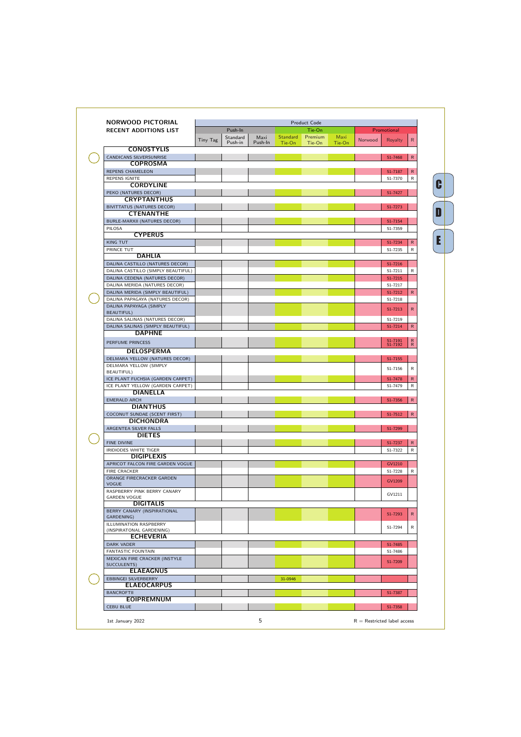## NORWOOD PICTORIAL RECENT ADDITIONS LIST

| | Product Code | | | | | | | | |
|---|---|---|---|---|---|---|---|---|---|
| | Push-In | | | Tie-On | | | Promotional | | |
| | Tiny Tag | Standard Push-in | Maxi Push-In | Standard Tie-On | Premium Tie-On | Maxi Tie-On | Norwood | Royalty | R |
| **CONOSTYLIS** | | | | | | | | | |
| CANDICANS SILVERSUNRISE | | | | | | | | 51-7468 | R |
| **COPROSMA** | | | | | | | | | |
| REPENS CHAMELEON | | | | | | | | 51-7187 | R |
| REPENS IGNITE | | | | | | | | 51-7370 | R |
| **CORDYLINE** | | | | | | | | | |
| PEKO (NATURES DECOR) | | | | | | | | 51-7427 | |
| **CRYPTANTHUS** | | | | | | | | | |
| BIVITTATUS (NATURES DECOR) | | | | | | | | 51-7273 | |
| **CTENANTHE** | | | | | | | | | |
| BURLE-MARXII (NATURES DECOR) | | | | | | | | 51-7154 | |
| PILOSA | | | | | | | | 51-7359 | |
| **CYPERUS** | | | | | | | | | |
| KING TUT | | | | | | | | 51-7234 | R |
| PRINCE TUT | | | | | | | | 51-7235 | R |
| **DAHLIA** | | | | | | | | | |
| DALINA CASTILLO (NATURES DECOR) | | | | | | | | 51-7216 | |
| DALINA CASTILLO (SIMPLY BEAUTIFUL) | | | | | | | | 51-7211 | R |
| DALINA CEDENA (NATURES DECOR) | | | | | | | | 51-7215 | |
| DALINA MERIDA (NATURES DECOR) | | | | | | | | 51-7217 | |
| DALINA MERIDA (SIMPLY BEAUTIFUL) | | | | | | | | 51-7212 | R |
| DALINA PAPAGAYA (NATURES DECOR) | | | | | | | | 51-7218 | |
| DALINA PAPAYAGA (SIMPLY BEAUTIFUL) | | | | | | | | 51-7213 | R |
| DALINA SALINAS (NATURES DECOR) | | | | | | | | 51-7219 | |
| DALINA SALINAS (SIMPLY BEAUTIFUL) | | | | | | | | 51-7214 | R |
| **DAPHNE** | | | | | | | | | |
| PERFUME PRINCESS | | | | | | | | 51-7191 51-7192 | R R |
| **DELOSPERMA** | | | | | | | | | |
| DELMARA YELLOW (NATURES DECOR) | | | | | | | | 51-7155 | |
| DELMARA YELLOW (SIMPLY BEAUTIFUL) | | | | | | | | 51-7156 | R |
| ICE PLANT FUCHSIA (GARDEN CARPET) | | | | | | | | 51-7478 | R |
| ICE PLANT YELLOW (GARDEN CARPET) | | | | | | | | 51-7479 | R |
| **DIANELLA** | | | | | | | | | |
| EMERALD ARCH | | | | | | | | 51-7356 | R |
| **DIANTHUS** | | | | | | | | | |
| COCONUT SUNDAE (SCENT FIRST) | | | | | | | | 51-7512 | R |
| **DICHONDRA** | | | | | | | | | |
| ARGENTEA SILVER FALLS | | | | | | | | 51-7299 | |
| **DIETES** | | | | | | | | | |
| FINE DIVINE | | | | | | | | 51-7237 | R |
| IRIDIODES WHITE TIGER | | | | | | | | 51-7322 | R |
| **DIGIPLEXIS** | | | | | | | | | |
| APRICOT FALCON FIRE GARDEN VOGUE | | | | | | | | GV1210 | |
| FIRE CRACKER | | | | | | | | 51-7228 | R |
| ORANGE FIRECRACKER GARDEN VOGUE | | | | | | | | GV1209 | |
| RASPBERRY PINK BERRY CANARY GARDEN VOGUE | | | | | | | | GV1211 | |
| **DIGITALIS** | | | | | | | | | |
| BERRY CANARY (INSPIRATIONAL GARDENING) | | | | | | | | 51-7293 | R |
| ILLUMINATION RASPBERRY (INSPIRATONAL GARDENING) | | | | | | | | 51-7294 | R |
| **ECHEVERIA** | | | | | | | | | |
| DARK VADER | | | | | | | | 51-7485 | |
| FANTASTIC FOUNTAIN | | | | | | | | 51-7486 | |
| MEXICAN FIRE CRACKER (INSTYLE SUCCULENTS) | | | | | | | | 51-7209 | |
| **ELAEAGNUS** | | | | | | | | | |
| EBBINGEI SILVERBERRY | | | | 31-0946 | | | | | |
| **ELAEOCARPUS** | | | | | | | | | |
| BANCROFTII | | | | | | | | 51-7387 | |
| **EOIPREMNUM** | | | | | | | | | |
| CEBU BLUE | | | | | | | | 51-7358 | |

1st January 2022

R = Restricted label access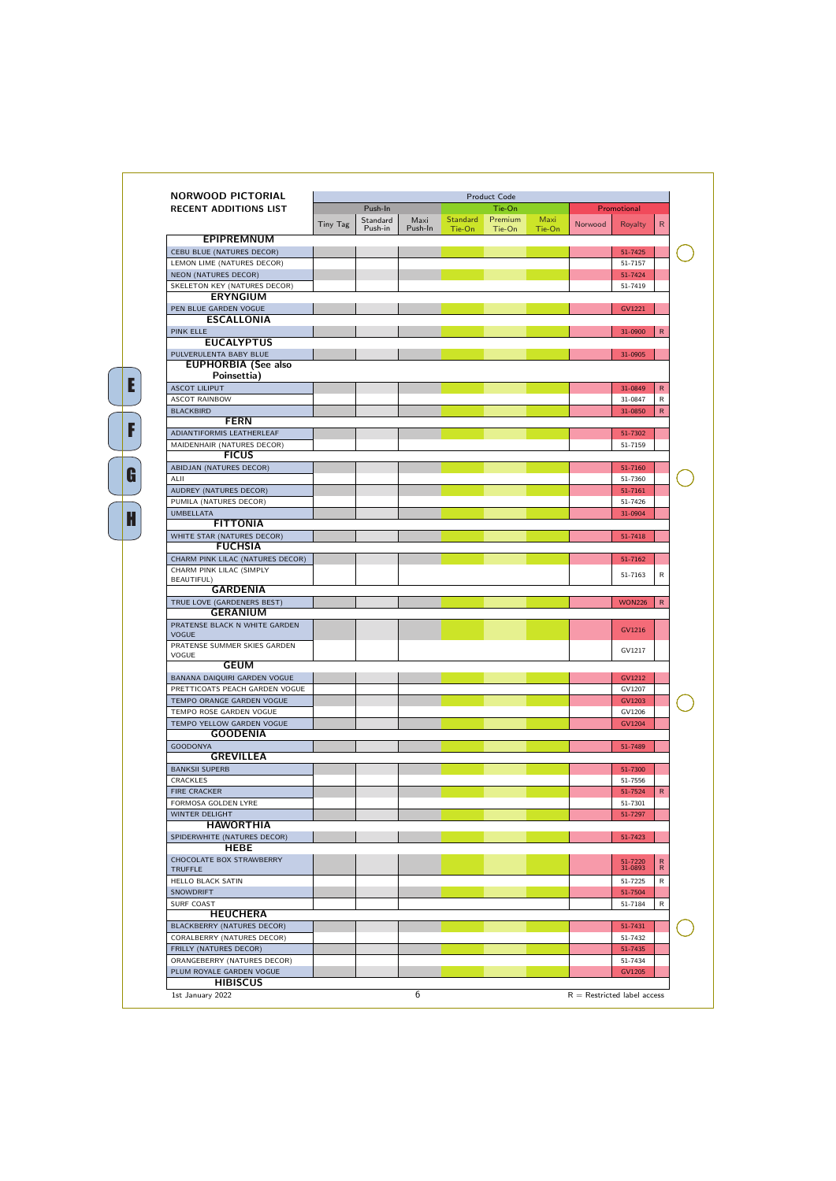## NORWOOD PICTORIAL RECENT ADDITIONS LIST

| | Product Code | | | | | | | | |
|---|---|---|---|---|---|---|---|---|---|
| | Push-In | | | Tie-On | | | Promotional | | |
| | Tiny Tag | Standard Push-in | Maxi Push-In | Standard Tie-On | Premium Tie-On | Maxi Tie-On | Norwood | Royalty | R |
| **EPIPREMNUM** | | | | | | | | | |
| CEBU BLUE (NATURES DECOR) | | | | | | | | 51-7425 | |
| LEMON LIME (NATURES DECOR) | | | | | | | | 51-7157 | |
| NEON (NATURES DECOR) | | | | | | | | 51-7424 | |
| SKELETON KEY (NATURES DECOR) | | | | | | | | 51-7419 | |
| **ERYNGIUM** | | | | | | | | | |
| PEN BLUE GARDEN VOGUE | | | | | | | | GV1221 | |
| **ESCALLONIA** | | | | | | | | | |
| PINK ELLE | | | | | | | | 31-0900 | R |
| **EUCALYPTUS** | | | | | | | | | |
| PULVERULENTA BABY BLUE | | | | | | | | 31-0905 | |
| **EUPHORBIA (See also Poinsettia)** | | | | | | | | | |
| ASCOT LILIPUT | | | | | | | | 31-0849 | R |
| ASCOT RAINBOW | | | | | | | | 31-0847 | R |
| BLACKBIRD | | | | | | | | 31-0850 | R |
| **FERN** | | | | | | | | | |
| ADIANTIFORMIS LEATHERLEAF | | | | | | | | 51-7302 | |
| MAIDENHAIR (NATURES DECOR) | | | | | | | | 51-7159 | |
| **FICUS** | | | | | | | | | |
| ABIDJAN (NATURES DECOR) | | | | | | | | 51-7160 | |
| ALII | | | | | | | | 51-7360 | |
| AUDREY (NATURES DECOR) | | | | | | | | 51-7161 | |
| PUMILA (NATURES DECOR) | | | | | | | | 51-7426 | |
| UMBELLATA | | | | | | | | 31-0904 | |
| **FITTONIA** | | | | | | | | | |
| WHITE STAR (NATURES DECOR) | | | | | | | | 51-7418 | |
| **FUCHSIA** | | | | | | | | | |
| CHARM PINK LILAC (NATURES DECOR) | | | | | | | | 51-7162 | |
| CHARM PINK LILAC (SIMPLY BEAUTIFUL) | | | | | | | | 51-7163 | R |
| **GARDENIA** | | | | | | | | | |
| TRUE LOVE (GARDENERS BEST) | | | | | | | | WON226 | R |
| **GERANIUM** | | | | | | | | | |
| PRATENSE BLACK N WHITE GARDEN VOGUE | | | | | | | | GV1216 | |
| PRATENSE SUMMER SKIES GARDEN VOGUE | | | | | | | | GV1217 | |
| **GEUM** | | | | | | | | | |
| BANANA DAIQUIRI GARDEN VOGUE | | | | | | | | GV1212 | |
| PRETTICOATS PEACH GARDEN VOGUE | | | | | | | | GV1207 | |
| TEMPO ORANGE GARDEN VOGUE | | | | | | | | GV1203 | |
| TEMPO ROSE GARDEN VOGUE | | | | | | | | GV1206 | |
| TEMPO YELLOW GARDEN VOGUE | | | | | | | | GV1204 | |
| **GOODENIA** | | | | | | | | | |
| GOODONYA | | | | | | | | 51-7489 | |
| **GREVILLEA** | | | | | | | | | |
| BANKSII SUPERB | | | | | | | | 51-7300 | |
| CRACKLES | | | | | | | | 51-7556 | |
| FIRE CRACKER | | | | | | | | 51-7524 | R |
| FORMOSA GOLDEN LYRE | | | | | | | | 51-7301 | |
| WINTER DELIGHT | | | | | | | | 51-7297 | |
| **HAWORTHIA** | | | | | | | | | |
| SPIDERWHITE (NATURES DECOR) | | | | | | | | 51-7423 | |
| **HEBE** | | | | | | | | | |
| CHOCOLATE BOX STRAWBERRY TRUFFLE | | | | | | | | 51-7220 31-0893 | R R |
| HELLO BLACK SATIN | | | | | | | | 51-7225 | R |
| SNOWDRIFT | | | | | | | | 51-7504 | |
| SURF COAST | | | | | | | | 51-7184 | R |
| **HEUCHERA** | | | | | | | | | |
| BLACKBERRY (NATURES DECOR) | | | | | | | | 51-7431 | |
| CORALBERRY (NATURES DECOR) | | | | | | | | 51-7432 | |
| FRILLY (NATURES DECOR) | | | | | | | | 51-7435 | |
| ORANGEBERRY (NATURES DECOR) | | | | | | | | 51-7434 | |
| PLUM ROYALE GARDEN VOGUE | | | | | | | | GV1205 | |
| **HIBISCUS** | | | | | | | | | |

1st January 2022

R = Restricted label access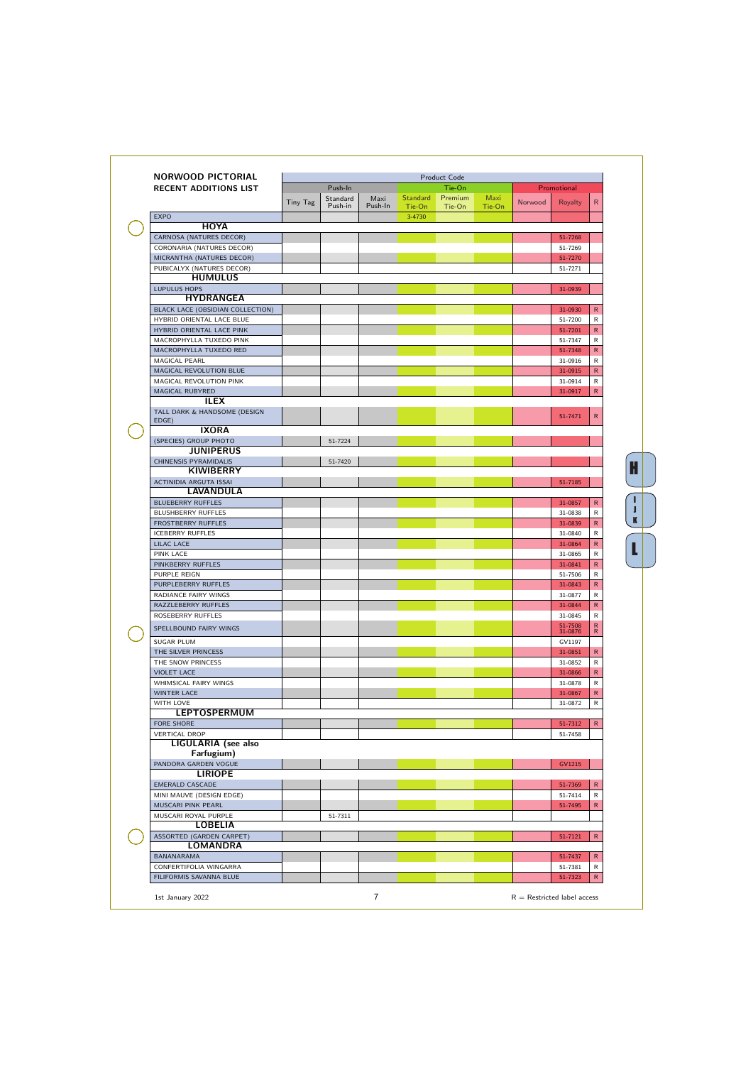**NORWOOD PICTORIAL**
**RECENT ADDITIONS LIST**

| | Push-In | | | Tie-On | | | Promotional | | |
|---|---|---|---|---|---|---|---|---|---|
| | Tiny Tag | Standard Push-in | Maxi Push-In | Standard Tie-On | Premium Tie-On | Maxi Tie-On | Norwood | Royalty | R |
| EXPO | | | | 3-4730 | | | | | |
| **HOYA** | | | | | | | | | |
| CARNOSA (NATURES DECOR) | | | | | | | | 51-7268 | |
| CORONARIA (NATURES DECOR) | | | | | | | | 51-7269 | |
| MICRANTHA (NATURES DECOR) | | | | | | | | 51-7270 | |
| PUBICALYX (NATURES DECOR) | | | | | | | | 51-7271 | |
| **HUMULUS** | | | | | | | | | |
| LUPULUS HOPS | | | | | | | | 31-0939 | |
| **HYDRANGEA** | | | | | | | | | |
| BLACK LACE (OBSIDIAN COLLECTION) | | | | | | | | 31-0930 | R |
| HYBRID ORIENTAL LACE BLUE | | | | | | | | 51-7200 | R |
| HYBRID ORIENTAL LACE PINK | | | | | | | | 51-7201 | R |
| MACROPHYLLA TUXEDO PINK | | | | | | | | 51-7347 | R |
| MACROPHYLLA TUXEDO RED | | | | | | | | 51-7348 | R |
| MAGICAL PEARL | | | | | | | | 31-0916 | R |
| MAGICAL REVOLUTION BLUE | | | | | | | | 31-0915 | R |
| MAGICAL REVOLUTION PINK | | | | | | | | 31-0914 | R |
| MAGICAL RUBYRED | | | | | | | | 31-0917 | R |
| **ILEX** | | | | | | | | | |
| TALL DARK & HANDSOME (DESIGN EDGE) | | | | | | | | 51-7471 | R |
| **IXORA** | | | | | | | | | |
| (SPECIES) GROUP PHOTO | | 51-7224 | | | | | | | |
| **JUNIPERUS** | | | | | | | | | |
| CHINENSIS PYRAMIDALIS | | 51-7420 | | | | | | | |
| **KIWIBERRY** | | | | | | | | | |
| ACTINIDIA ARGUTA ISSAI | | | | | | | | 51-7185 | |
| **LAVANDULA** | | | | | | | | | |
| BLUEBERRY RUFFLES | | | | | | | | 31-0857 | R |
| BLUSHBERRY RUFFLES | | | | | | | | 31-0838 | R |
| FROSTBERRY RUFFLES | | | | | | | | 31-0839 | R |
| ICEBERRY RUFFLES | | | | | | | | 31-0840 | R |
| LILAC LACE | | | | | | | | 31-0864 | R |
| PINK LACE | | | | | | | | 31-0865 | R |
| PINKBERRY RUFFLES | | | | | | | | 31-0841 | R |
| PURPLE REIGN | | | | | | | | 51-7506 | R |
| PURPLEBERRY RUFFLES | | | | | | | | 31-0843 | R |
| RADIANCE FAIRY WINGS | | | | | | | | 31-0877 | R |
| RAZZLEBERRY RUFFLES | | | | | | | | 31-0844 | R |
| ROSEBERRY RUFFLES | | | | | | | | 31-0845 | R |
| SPELLBOUND FAIRY WINGS | | | | | | | | 51-7508 31-0876 | R R |
| SUGAR PLUM | | | | | | | | GV1197 | |
| THE SILVER PRINCESS | | | | | | | | 31-0851 | R |
| THE SNOW PRINCESS | | | | | | | | 31-0852 | R |
| VIOLET LACE | | | | | | | | 31-0866 | R |
| WHIMSICAL FAIRY WINGS | | | | | | | | 31-0878 | R |
| WINTER LACE | | | | | | | | 31-0867 | R |
| WITH LOVE | | | | | | | | 31-0872 | R |
| **LEPTOSPERMUM** | | | | | | | | | |
| FORE SHORE | | | | | | | | 51-7312 | R |
| VERTICAL DROP | | | | | | | | 51-7458 | |
| **LIGULARIA (see also Farfugium)** | | | | | | | | | |
| PANDORA GARDEN VOGUE | | | | | | | | GV1215 | |
| **LIRIOPE** | | | | | | | | | |
| EMERALD CASCADE | | | | | | | | 51-7369 | R |
| MINI MAUVE (DESIGN EDGE) | | | | | | | | 51-7414 | R |
| MUSCARI PINK PEARL | | | | | | | | 51-7495 | R |
| MUSCARI ROYAL PURPLE | | 51-7311 | | | | | | | |
| **LOBELIA** | | | | | | | | | |
| ASSORTED (GARDEN CARPET) | | | | | | | | 51-7121 | R |
| **LOMANDRA** | | | | | | | | | |
| BANANARAMA | | | | | | | | 51-7437 | R |
| CONFERTIFOLIA WINGARRA | | | | | | | | 51-7381 | R |
| FILIFORMIS SAVANNA BLUE | | | | | | | | 51-7323 | R |

1st January 2022

R = Restricted label access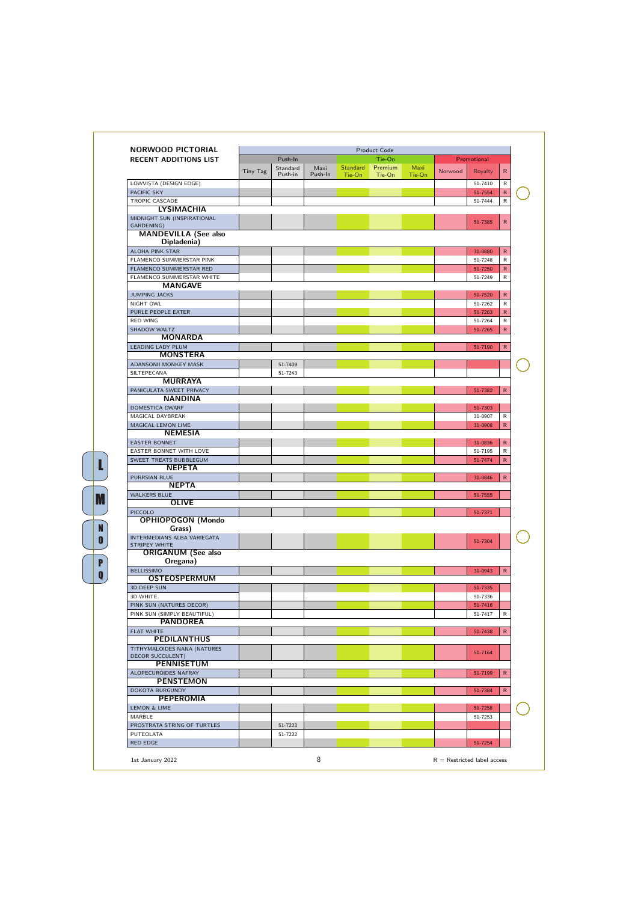## NORWOOD PICTORIAL RECENT ADDITIONS LIST

| | Product Code | | | | | | | | |
|---|---|---|---|---|---|---|---|---|---|
| | Push-In | | | Tie-On | | | Promotional | | |
| | Tiny Tag | Standard Push-in | Maxi Push-In | Standard Tie-On | Premium Tie-On | Maxi Tie-On | Norwood | Royalty | R |
| LOWVISTA (DESIGN EDGE) | | | | | | | | 51-7410 | R |
| PACIFIC SKY | | | | | | | | 51-7554 | R |
| TROPIC CASCADE | | | | | | | | 51-7444 | R |
| **LYSIMACHIA** | | | | | | | | | |
| MIDNIGHT SUN (INSPIRATIONAL GARDENING) | | | | | | | | 51-7385 | R |
| **MANDEVILLA (See also Dipladenia)** | | | | | | | | | |
| ALOHA PINK STAR | | | | | | | | 31-0880 | R |
| FLAMENCO SUMMERSTAR PINK | | | | | | | | 51-7248 | R |
| FLAMENCO SUMMERSTAR RED | | | | | | | | 51-7250 | R |
| FLAMENCO SUMMERSTAR WHITE | | | | | | | | 51-7249 | R |
| **MANGAVE** | | | | | | | | | |
| JUMPING JACKS | | | | | | | | 51-7520 | R |
| NIGHT OWL | | | | | | | | 51-7262 | R |
| PURLE PEOPLE EATER | | | | | | | | 51-7263 | R |
| RED WING | | | | | | | | 51-7264 | R |
| SHADOW WALTZ | | | | | | | | 51-7265 | R |
| **MONARDA** | | | | | | | | | |
| LEADING LADY PLUM | | | | | | | | 51-7190 | R |
| **MONSTERA** | | | | | | | | | |
| ADANSONII MONKEY MASK | | 51-7409 | | | | | | | |
| SILTEPECANA | | 51-7243 | | | | | | | |
| **MURRAYA** | | | | | | | | | |
| PANICULATA SWEET PRIVACY | | | | | | | | 51-7382 | R |
| **NANDINA** | | | | | | | | | |
| DOMESTICA DWARF | | | | | | | | 51-7303 | |
| MAGICAL DAYBREAK | | | | | | | | 31-0907 | R |
| MAGICAL LEMON LIME | | | | | | | | 31-0908 | R |
| **NEMESIA** | | | | | | | | | |
| EASTER BONNET | | | | | | | | 31-0836 | R |
| EASTER BONNET WITH LOVE | | | | | | | | 51-7195 | R |
| SWEET TREATS BUBBLEGUM | | | | | | | | 51-7474 | R |
| **NEPETA** | | | | | | | | | |
| PURRSIAN BLUE | | | | | | | | 31-0846 | R |
| **NEPTA** | | | | | | | | | |
| WALKERS BLUE | | | | | | | | 51-7555 | |
| **OLIVE** | | | | | | | | | |
| PICCOLO | | | | | | | | 51-7371 | |
| **OPHIOPOGON (Mondo Grass)** | | | | | | | | | |
| INTERMEDIANS ALBA VARIEGATA STRIPEY WHITE | | | | | | | | 51-7304 | |
| **ORIGANUM (See also Oregana)** | | | | | | | | | |
| BELLISSIMO | | | | | | | | 31-0943 | R |
| **OSTEOSPERMUM** | | | | | | | | | |
| 3D DEEP SUN | | | | | | | | 51-7335 | |
| 3D WHITE | | | | | | | | 51-7336 | |
| PINK SUN (NATURES DECOR) | | | | | | | | 51-7416 | |
| PINK SUN (SIMPLY BEAUTIFUL) | | | | | | | | 51-7417 | R |
| **PANDOREA** | | | | | | | | | |
| FLAT WHITE | | | | | | | | 51-7438 | R |
| **PEDILANTHUS** | | | | | | | | | |
| TITHYMALOIDES NANA (NATURES DECOR SUCCULENT) | | | | | | | | 51-7164 | |
| **PENNISETUM** | | | | | | | | | |
| ALOPECUROIDES NAFRAY | | | | | | | | 51-7199 | R |
| **PENSTEMON** | | | | | | | | | |
| DOKOTA BURGUNDY | | | | | | | | 51-7384 | R |
| **PEPEROMIA** | | | | | | | | | |
| LEMON & LIME | | | | | | | | 51-7258 | |
| MARBLE | | | | | | | | 51-7253 | |
| PROSTRATA STRING OF TURTLES | | 51-7223 | | | | | | | |
| PUTEOLATA | | 51-7222 | | | | | | | |
| RED EDGE | | | | | | | | 51-7254 | |

1st January 2022

R = Restricted label access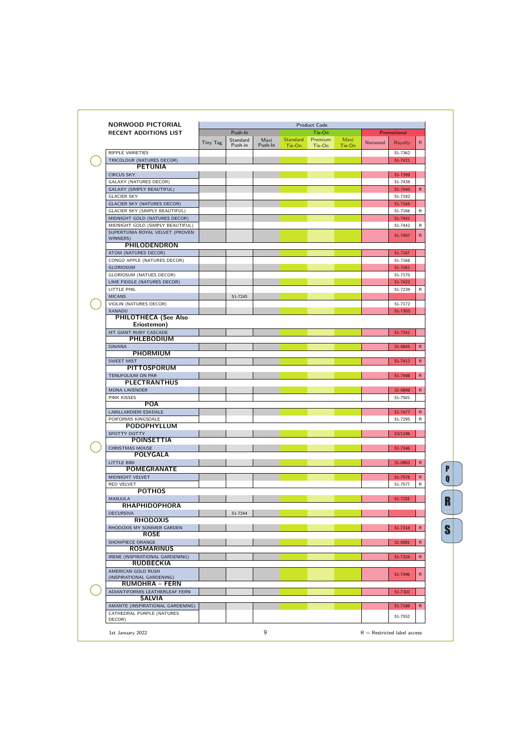| NORWOOD PICTORIAL RECENT ADDITIONS LIST | Product Code | | | | | | | | |
|---|---|---|---|---|---|---|---|---|---|
| | Push-In | | | Tie-On | | | Promotional | | |
| | Tiny Tag | Standard Push-in | Maxi Push-In | Standard Tie-On | Premium Tie-On | Maxi Tie-On | Norwood | Royalty | R |
| RIPPLE VARIETIES | | | | | | | | 51-7362 | |
| TRICOLOUR (NATURES DECOR) | | | | | | | | 51-7421 | |
| **PETUNIA** | | | | | | | | | |
| CIRCUS SKY | | | | | | | | 51-7399 | |
| GALAXY (NATURES DECOR) | | | | | | | | 51-7439 | |
| GALAXY (SIMPLY BEAUTIFUL) | | | | | | | | 51-7440 | R |
| GLACIER SKY | | | | | | | | 51-7182 | |
| GLACIER SKY (NATURES DECOR) | | | | | | | | 51-7165 | |
| GLACIER SKY (SIMPLY BEAUTIFUL) | | | | | | | | 51-7166 | R |
| MIDNIGHT GOLD (NATURES DECOR) | | | | | | | | 51-7441 | |
| MIDNIGHT GOLD (SIMPLY BEAUTIFUL) | | | | | | | | 51-7442 | R |
| SUPERTUNIA ROYAL VELVET (PROVEN WINNERS) | | | | | | | | 51-7407 | R |
| **PHILODENDRON** | | | | | | | | | |
| ATOM (NATURES DECOR) | | | | | | | | 51-7167 | |
| CONGO APPLE (NATURES DECOR) | | | | | | | | 51-7168 | |
| GLORIOSUM | | | | | | | | 51-7261 | |
| GLORIOSUM (NATUES DECOR) | | | | | | | | 51-7170 | |
| LIME FIDDLE (NATURES DECOR) | | | | | | | | 51-7422 | |
| LITTLE PHIL | | | | | | | | 51-7239 | R |
| MICANS | | 51-7245 | | | | | | | |
| VIOLIN (NATURES DECOR) | | | | | | | | 51-7172 | |
| XANADU | | | | | | | | 51-7305 | |
| **PHILOTHECA (See Also Eriostemon)** | | | | | | | | | |
| MT GIANT RUBY CASCADE | | | | | | | | 51-7241 | |
| **PHLEBODIUM** | | | | | | | | | |
| DAVANA | | | | | | | | 31-0945 | R |
| **PHORMIUM** | | | | | | | | | |
| SWEET MIST | | | | | | | | 51-7412 | R |
| **PITTOSPORUM** | | | | | | | | | |
| TENUFOLIUM ON PAR | | | | | | | | 51-7498 | R |
| **PLECTRANTHUS** | | | | | | | | | |
| MONA LAVENDER | | | | | | | | 31-0898 | R |
| PINK KISSES | | | | | | | | 51-7501 | |
| **POA** | | | | | | | | | |
| LABILLARDIERI ESKDALE | | | | | | | | 51-7477 | R |
| POIFORMIS KINGSDALE | | | | | | | | 51-7295 | R |
| **PODOPHYLLUM** | | | | | | | | | |
| SPOTTY DOTTY | | | | | | | | GV1198 | |
| **POINSETTIA** | | | | | | | | | |
| CHRISTMAS MOUSE | | | | | | | | 51-7346 | |
| **POLYGALA** | | | | | | | | | |
| LITTLE BIBI | | | | | | | | 31-0903 | R |
| **POMEGRANATE** | | | | | | | | | |
| MIDNIGHT VELVET | | | | | | | | 51-7578 | R |
| RED VELVET | | | | | | | | 51-7577 | R |
| **POTHOS** | | | | | | | | | |
| MANJULA | | | | | | | | 51-7255 | |
| **RHAPHIDOPHORA** | | | | | | | | | |
| DECURSIVA | | 51-7244 | | | | | | | |
| **RHODOXIS** | | | | | | | | | |
| RHODOXIS MY SUMMER GARDEN | | | | | | | | 51-7318 | R |
| **ROSE** | | | | | | | | | |
| SHOWPIECE ORANGE | | | | | | | | 31-0881 | R |
| **ROSMARINUS** | | | | | | | | | |
| IRENE (INSPIRATIONAL GARDENING) | | | | | | | | 51-7324 | R |
| **RUDBECKIA** | | | | | | | | | |
| AMERICAN GOLD RUSH (INSPIRATIONAL GARDENING) | | | | | | | | 51-7496 | R |
| **RUMOHRA – FERN** | | | | | | | | | |
| ADIANTIFORMIS LEATHERLEAF FERN | | | | | | | | 51-7302 | |
| **SALVIA** | | | | | | | | | |
| AMANTE (INSPIRATIONAL GARDENING) | | | | | | | | 51-7189 | R |
| CATHEDRAL PURPLE (NATURES DECOR) | | | | | | | | 51-7552 | |

1st January 2022

R = Restricted label access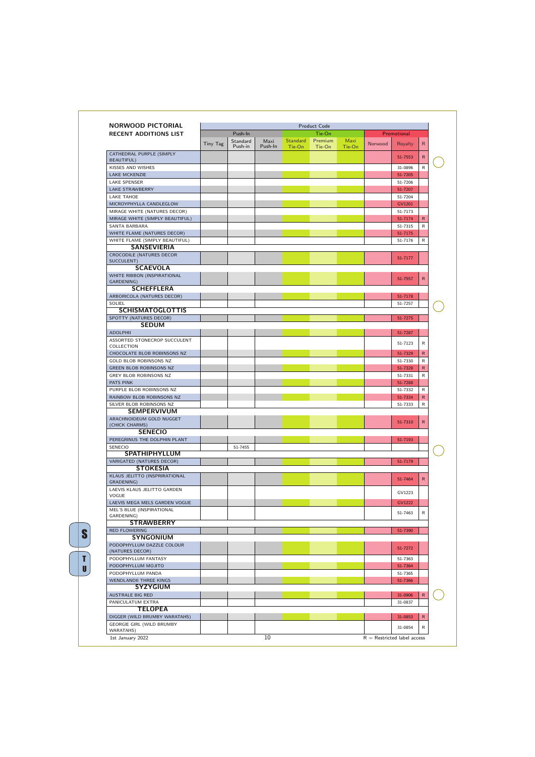## NORWOOD PICTORIAL RECENT ADDITIONS LIST

| | Product Code | | | | | | | | |
|---|---|---|---|---|---|---|---|---|---|
| | Push-In | | | Tie-On | | | Promotional | | |
| | Tiny Tag | Standard Push-in | Maxi Push-In | Standard Tie-On | Premium Tie-On | Maxi Tie-On | Norwood | Royalty | R |
| CATHEDRAL PURPLE (SIMPLY BEAUTIFUL) | | | | | | | | 51-7553 | R |
| KISSES AND WISHES | | | | | | | | 31-0896 | R |
| LAKE MCKENZIE | | | | | | | | 51-7205 | |
| LAKE SPENSER | | | | | | | | 51-7206 | |
| LAKE STRAWBERRY | | | | | | | | 51-7207 | |
| LAKE TAHOE | | | | | | | | 51-7204 | |
| MICROYPHYLLA CANDLEGLOW | | | | | | | | GV1201 | |
| MIRAGE WHITE (NATURES DECOR) | | | | | | | | 51-7173 | |
| MIRAGE WHITE (SIMPLY BEAUTIFUL) | | | | | | | | 51-7174 | R |
| SANTA BARBARA | | | | | | | | 51-7315 | R |
| WHITE FLAME (NATURES DECOR) | | | | | | | | 51-7175 | |
| WHITE FLAME (SIMPLY BEAUTIFUL) | | | | | | | | 51-7176 | R |
| **SANSEVIERIA** | | | | | | | | | |
| CROCODILE (NATURES DECOR SUCCULENT) | | | | | | | | 51-7177 | |
| **SCAEVOLA** | | | | | | | | | |
| WHITE RIBBON (INSPIRATIONAL GARDENING) | | | | | | | | 51-7557 | R |
| **SCHEFFLERA** | | | | | | | | | |
| ARBORICOLA (NATURES DECOR) | | | | | | | | 51-7178 | |
| SOLIEL | | | | | | | | 51-7257 | |
| **SCHISMATOGLOTTIS** | | | | | | | | | |
| SPOTTY (NATURES DECOR) | | | | | | | | 51-7275 | |
| **SEDUM** | | | | | | | | | |
| ADOLPHII | | | | | | | | 51-7287 | |
| ASSORTED STONECROP SUCCULENT COLLECTION | | | | | | | | 51-7123 | R |
| CHOCOLATE BLOB ROBINSONS NZ | | | | | | | | 51-7329 | R |
| GOLD BLOB ROBINSONS NZ | | | | | | | | 51-7330 | R |
| GREEN BLOB ROBINSONS NZ | | | | | | | | 51-7328 | R |
| GREY BLOB ROBINSONS NZ | | | | | | | | 51-7331 | R |
| PATS PINK | | | | | | | | 51-7288 | |
| PURPLE BLOB ROBINSONS NZ | | | | | | | | 51-7332 | R |
| RAINBOW BLOB ROBINSONS NZ | | | | | | | | 51-7334 | R |
| SILVER BLOB ROBINSONS NZ | | | | | | | | 51-7333 | R |
| **SEMPERVIVUM** | | | | | | | | | |
| ARACHNOIDEUM GOLD NUGGET (CHICK CHARMS) | | | | | | | | 51-7310 | R |
| **SENECIO** | | | | | | | | | |
| PEREGRINUS THE DOLPHIN PLANT | | | | | | | | 51-7193 | |
| SENECIO | | 51-7455 | | | | | | | |
| **SPATHIPHYLLUM** | | | | | | | | | |
| VARIGATED (NATURES DECOR) | | | | | | | | 51-7179 | |
| **STOKESIA** | | | | | | | | | |
| KLAUS JELITTO (INSPRIRATIONAL GRADENING) | | | | | | | | 51-7464 | R |
| LAEVIS KLAUS JELITTO GARDEN VOGUE | | | | | | | | GV1223 | |
| LAEVIS MEGA MELS GARDEN VOGUE | | | | | | | | GV1222 | |
| MEL'S BLUE (INSPIRATIONAL GARDENING) | | | | | | | | 51-7463 | R |
| **STRAWBERRY** | | | | | | | | | |
| RED FLOWERING | | | | | | | | 51-7390 | |
| **SYNGONIUM** | | | | | | | | | |
| PODOPHYLLUM DAZZLE COLOUR (NATURES DECOR) | | | | | | | | 51-7272 | |
| PODOPHYLLUM FANTASY | | | | | | | | 51-7363 | |
| PODOPHYLLUM MOJITO | | | | | | | | 51-7364 | |
| PODOPHYLLUM PANDA | | | | | | | | 51-7365 | |
| WENDLANDII THREE KINGS | | | | | | | | 51-7366 | |
| **SYZYGIUM** | | | | | | | | | |
| AUSTRALE BIG RED | | | | | | | | 31-0906 | R |
| PANICULATUM EXTRA | | | | | | | | 31-0837 | |
| **TELOPEA** | | | | | | | | | |
| DIGGER (WILD BRUMBY WARATAHS) | | | | | | | | 31-0853 | R |
| GEORGIE GIRL (WILD BRUMBY WARATAHS) | | | | | | | | 31-0854 | R |

1st January 2022

R = Restricted label access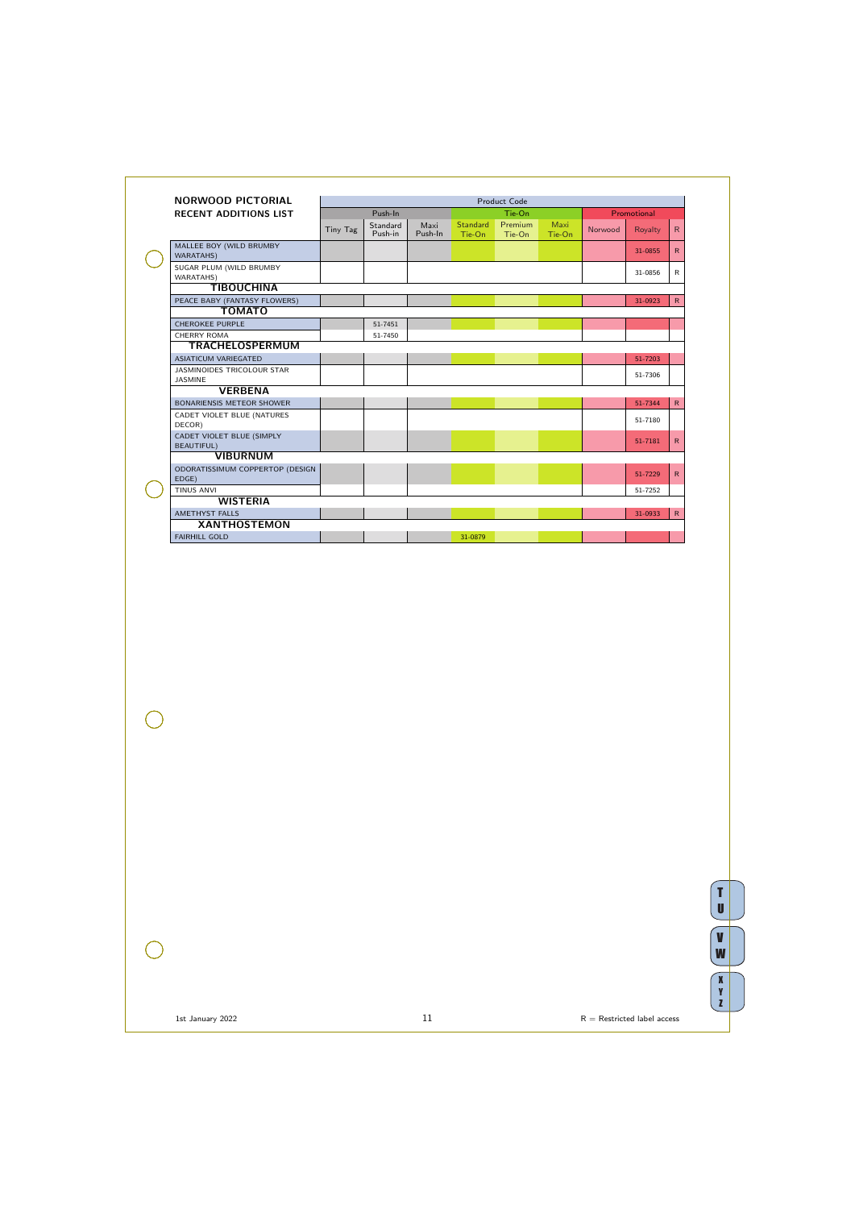| NORWOOD PICTORIAL RECENT ADDITIONS LIST | Product Code | | | | | | | | |
|---|---|---|---|---|---|---|---|---|---|
| | Push-In | | | Tie-On | | | Promotional | | |
| | Tiny Tag | Standard Push-in | Maxi Push-In | Standard Tie-On | Premium Tie-On | Maxi Tie-On | Norwood | Royalty | R |
| MALLEE BOY (WILD BRUMBY WARATAHS) | | | | | | | | 31-0855 | R |
| SUGAR PLUM (WILD BRUMBY WARATAHS) | | | | | | | | 31-0856 | R |
| **TIBOUCHINA** | | | | | | | | | |
| PEACE BABY (FANTASY FLOWERS) | | | | | | | | 31-0923 | R |
| **TOMATO** | | | | | | | | | |
| CHEROKEE PURPLE | | 51-7451 | | | | | | | |
| CHERRY ROMA | | 51-7450 | | | | | | | |
| **TRACHELOSPERMUM** | | | | | | | | | |
| ASIATICUM VARIEGATED | | | | | | | | 51-7203 | |
| JASMINOIDES TRICOLOUR STAR JASMINE | | | | | | | | 51-7306 | |
| **VERBENA** | | | | | | | | | |
| BONARIENSIS METEOR SHOWER | | | | | | | | 51-7344 | R |
| CADET VIOLET BLUE (NATURES DECOR) | | | | | | | | 51-7180 | |
| CADET VIOLET BLUE (SIMPLY BEAUTIFUL) | | | | | | | | 51-7181 | R |
| **VIBURNUM** | | | | | | | | | |
| ODORATISSIMUM COPPERTOP (DESIGN EDGE) | | | | | | | | 51-7229 | R |
| TINUS ANVI | | | | | | | | 51-7252 | |
| **WISTERIA** | | | | | | | | | |
| AMETHYST FALLS | | | | | | | | 31-0933 | R |
| **XANTHOSTEMON** | | | | | | | | | |
| FAIRHILL GOLD | | | | 31-0879 | | | | | |

1st January 2022

R = Restricted label access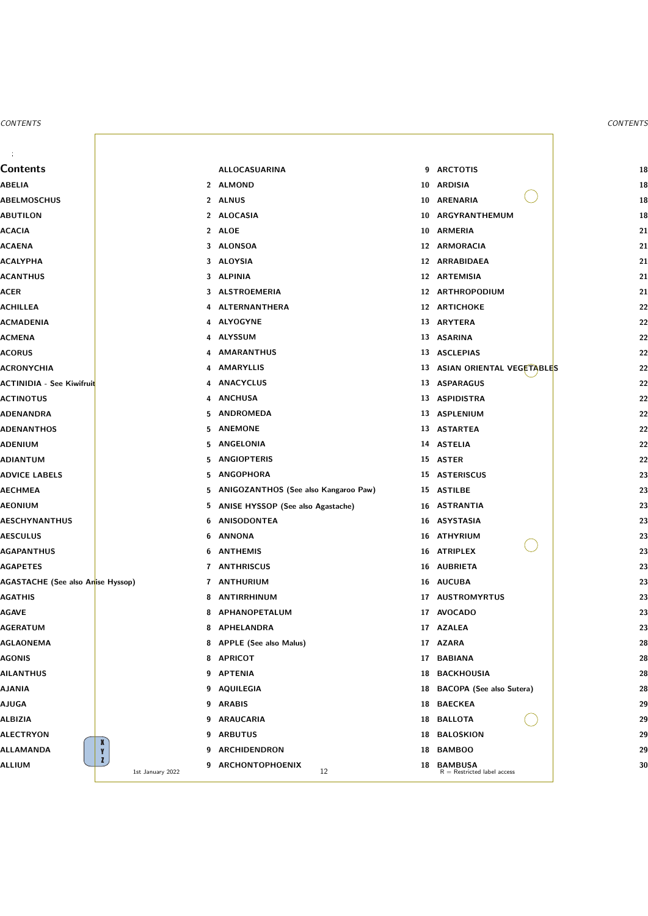# Contents

| | |
|---|---|
| ABELIA | 2 |
| ABELMOSCHUS | 2 |
| ABUTILON | 2 |
| ACACIA | 2 |
| ACAENA | 3 |
| ACALYPHA | 3 |
| ACANTHUS | 3 |
| ACER | 3 |
| ACHILLEA | 4 |
| ACMADENIA | 4 |
| ACMENA | 4 |
| ACORUS | 4 |
| ACRONYCHIA | 4 |
| ACTINIDIA - See Kiwifruit | 4 |
| ACTINOTUS | 4 |
| ADENANDRA | 5 |
| ADENANTHOS | 5 |
| ADENIUM | 5 |
| ADIANTUM | 5 |
| ADVICE LABELS | 5 |
| AECHMEA | 5 |
| AEONIUM | 5 |
| AESCHYNANTHUS | 6 |
| AESCULUS | 6 |
| AGAPANTHUS | 6 |
| AGAPETES | 7 |
| AGASTACHE (See also Anise Hyssop) | 7 |
| AGATHIS | 8 |
| AGAVE | 8 |
| AGERATUM | 8 |
| AGLAONEMA | 8 |
| AGONIS | 8 |
| AILANTHUS | 9 |
| AJANIA | 9 |
| AJUGA | 9 |
| ALBIZIA | 9 |
| ALECTRYON | 9 |
| ALLAMANDA | 9 |
| ALLIUM | 9 |
| ALLOCASUARINA | 9 |
| ALMOND | 10 |
| ALNUS | 10 |
| ALOCASIA | 10 |
| ALOE | 10 |
| ALONSOA | 12 |
| ALOYSIA | 12 |
| ALPINIA | 12 |
| ALSTROEMERIA | 12 |
| ALTERNANTHERA | 12 |
| ALYOGYNE | 13 |
| ALYSSUM | 13 |
| AMARANTHUS | 13 |
| AMARYLLIS | 13 |
| ANACYCLUS | 13 |
| ANCHUSA | 13 |
| ANDROMEDA | 13 |
| ANEMONE | 13 |
| ANGELONIA | 14 |
| ANGIOPTERIS | 15 |
| ANGOPHORA | 15 |
| ANIGOZANTHOS (See also Kangaroo Paw) | 15 |
| ANISE HYSSOP (See also Agastache) | 16 |
| ANISODONTEA | 16 |
| ANNONA | 16 |
| ANTHEMIS | 16 |
| ANTHRISCUS | 16 |
| ANTHURIUM | 16 |
| ANTIRRHINUM | 17 |
| APHANOPETALUM | 17 |
| APHELANDRA | 17 |
| APPLE (See also Malus) | 17 |
| APRICOT | 17 |
| APTENIA | 18 |
| AQUILEGIA | 18 |
| ARABIS | 18 |
| ARAUCARIA | 18 |
| ARBUTUS | 18 |
| ARCHIDENDRON | 18 |
| ARCHONTOPHOENIX | 18 |
| ARCTOTIS | 18 |
| ARDISIA | 18 |
| ARENARIA | 18 |
| ARGYRANTHEMUM | 18 |
| ARMERIA | 21 |
| ARMORACIA | 21 |
| ARRABIDAEA | 21 |
| ARTEMISIA | 21 |
| ARTHROPODIUM | 21 |
| ARTICHOKE | 22 |
| ARYTERA | 22 |
| ASARINA | 22 |
| ASCLEPIAS | 22 |
| ASIAN ORIENTAL VEGETABLES | 22 |
| ASPARAGUS | 22 |
| ASPIDISTRA | 22 |
| ASPLENIUM | 22 |
| ASTARTEA | 22 |
| ASTELIA | 22 |
| ASTER | 22 |
| ASTERISCUS | 23 |
| ASTILBE | 23 |
| ASTRANTIA | 23 |
| ASYSTASIA | 23 |
| ATHYRIUM | 23 |
| ATRIPLEX | 23 |
| AUBRIETA | 23 |
| AUCUBA | 23 |
| AUSTROMYRTUS | 23 |
| AVOCADO | 23 |
| AZALEA | 23 |
| AZARA | 28 |
| BABIANA | 28 |
| BACKHOUSIA | 28 |
| BACOPA (See also Sutera) | 28 |
| BAECKEA | 29 |
| BALLOTA | 29 |
| BALOSKION | 29 |
| BAMBOO | 29 |
| BAMBUSA | 30 |

R = Restricted label access

1st January 2022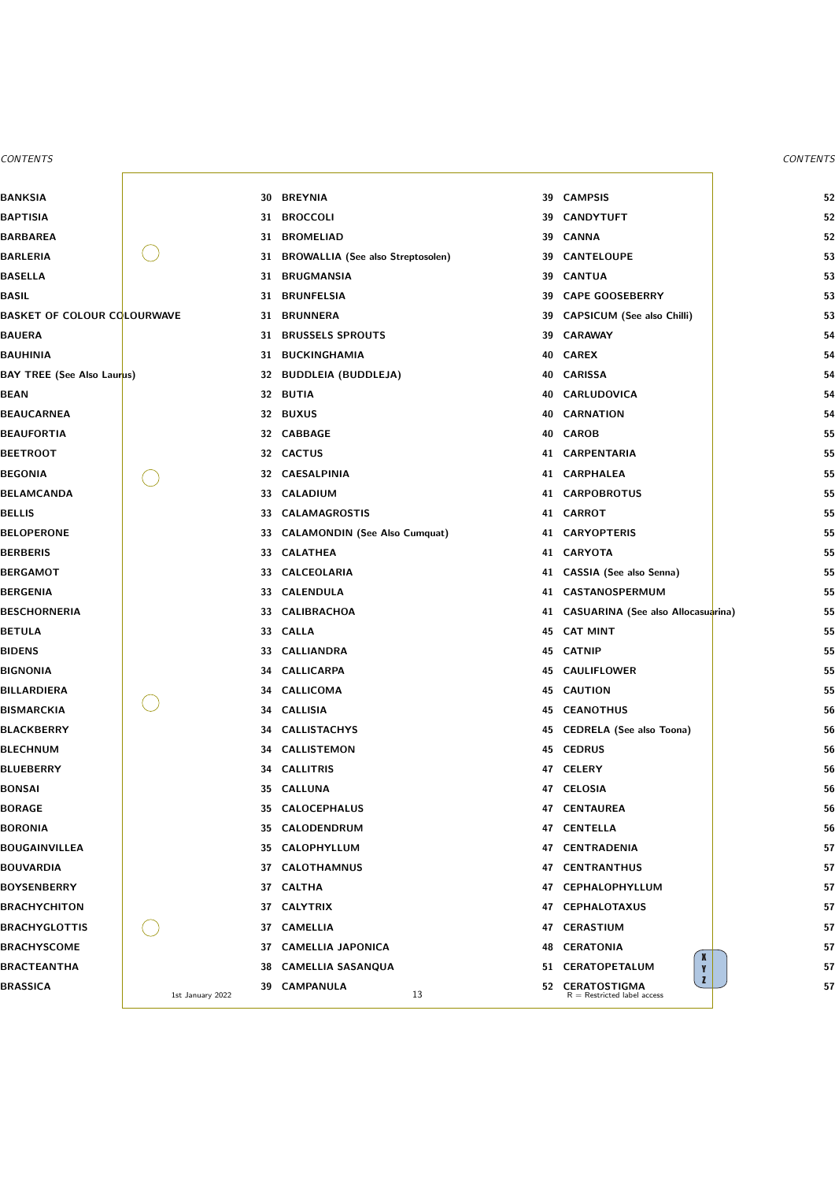| Entry | Page |
|---|---|
| BANKSIA | 30 |
| BAPTISIA | 31 |
| BARBAREA | 31 |
| BARLERIA | 31 |
| BASELLA | 31 |
| BASIL | 31 |
| BASKET OF COLOUR COLOURWAVE | 31 |
| BAUERA | 31 |
| BAUHINIA | 31 |
| BAY TREE (See Also Laurus) | 32 |
| BEAN | 32 |
| BEAUCARNEA | 32 |
| BEAUFORTIA | 32 |
| BEETROOT | 32 |
| BEGONIA | 32 |
| BELAMCANDA | 33 |
| BELLIS | 33 |
| BELOPERONE | 33 |
| BERBERIS | 33 |
| BERGAMOT | 33 |
| BERGENIA | 33 |
| BESCHORNERIA | 33 |
| BETULA | 33 |
| BIDENS | 33 |
| BIGNONIA | 34 |
| BILLARDIERA | 34 |
| BISMARCKIA | 34 |
| BLACKBERRY | 34 |
| BLECHNUM | 34 |
| BLUEBERRY | 34 |
| BONSAI | 35 |
| BORAGE | 35 |
| BORONIA | 35 |
| BOUGAINVILLEA | 35 |
| BOUVARDIA | 37 |
| BOYSENBERRY | 37 |
| BRACHYCHITON | 37 |
| BRACHYGLOTTIS | 37 |
| BRACHYSCOME | 37 |
| BRACTEANTHA | 38 |
| BRASSICA | 39 |
| BREYNIA | 39 |
| BROCCOLI | 39 |
| BROMELIAD | 39 |
| BROWALLIA (See also Streptosolen) | 39 |
| BRUGMANSIA | 39 |
| BRUNFELSIA | 39 |
| BRUNNERA | 39 |
| BRUSSELS SPROUTS | 39 |
| BUCKINGHAMIA | 40 |
| BUDDLEIA (BUDDLEJA) | 40 |
| BUTIA | 40 |
| BUXUS | 40 |
| CABBAGE | 40 |
| CACTUS | 41 |
| CAESALPINIA | 41 |
| CALADIUM | 41 |
| CALAMAGROSTIS | 41 |
| CALAMONDIN (See Also Cumquat) | 41 |
| CALATHEA | 41 |
| CALCEOLARIA | 41 |
| CALENDULA | 41 |
| CALIBRACHOA | 41 |
| CALLA | 45 |
| CALLIANDRA | 45 |
| CALLICARPA | 45 |
| CALLICOMA | 45 |
| CALLISIA | 45 |
| CALLISTACHYS | 45 |
| CALLISTEMON | 45 |
| CALLITRIS | 47 |
| CALLUNA | 47 |
| CALOCEPHALUS | 47 |
| CALODENDRUM | 47 |
| CALOPHYLLUM | 47 |
| CALOTHAMNUS | 47 |
| CALTHA | 47 |
| CALYTRIX | 47 |
| CAMELLIA | 47 |
| CAMELLIA JAPONICA | 48 |
| CAMELLIA SASANQUA | 51 |
| CAMPANULA | 52 |
| CAMPSIS | 52 |
| CANDYTUFT | 52 |
| CANNA | 52 |
| CANTELOUPE | 53 |
| CANTUA | 53 |
| CAPE GOOSEBERRY | 53 |
| CAPSICUM (See also Chilli) | 53 |
| CARAWAY | 54 |
| CAREX | 54 |
| CARISSA | 54 |
| CARLUDOVICA | 54 |
| CARNATION | 54 |
| CAROB | 55 |
| CARPENTARIA | 55 |
| CARPHALEA | 55 |
| CARPOBROTUS | 55 |
| CARROT | 55 |
| CARYOPTERIS | 55 |
| CARYOTA | 55 |
| CASSIA (See also Senna) | 55 |
| CASTANOSPERMUM | 55 |
| CASUARINA (See also Allocasuarina) | 55 |
| CAT MINT | 55 |
| CATNIP | 55 |
| CAULIFLOWER | 55 |
| CAUTION | 55 |
| CEANOTHUS | 56 |
| CEDRELA (See also Toona) | 56 |
| CEDRUS | 56 |
| CELERY | 56 |
| CELOSIA | 56 |
| CENTAUREA | 56 |
| CENTELLA | 56 |
| CENTRADENIA | 57 |
| CENTRANTHUS | 57 |
| CEPHALOPHYLLUM | 57 |
| CEPHALOTAXUS | 57 |
| CERASTIUM | 57 |
| CERATONIA | 57 |
| CERATOPETALUM | 57 |
| CERATOSTIGMA | 57 |

1st January 2022

R = Restricted label access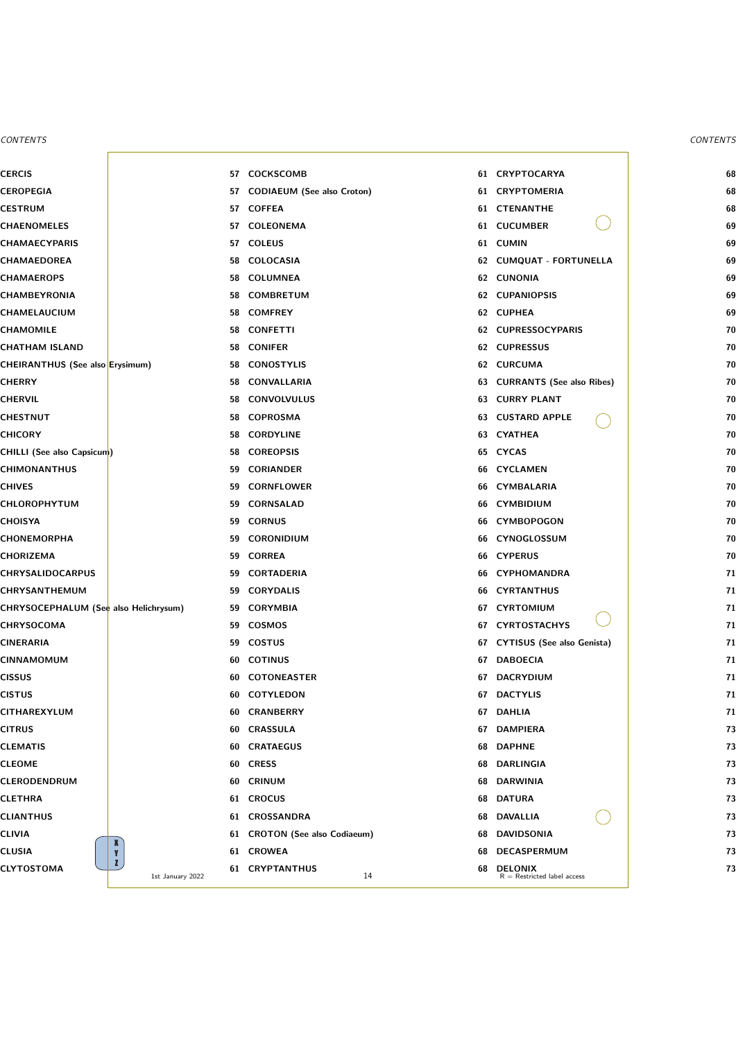CERCIS 57
CEROPEGIA 57
CESTRUM 57
CHAENOMELES 57
CHAMAECYPARIS 57
CHAMAEDOREA 58
CHAMAEROPS 58
CHAMBEYRONIA 58
CHAMELAUCIUM 58
CHAMOMILE 58
CHATHAM ISLAND 58
CHEIRANTHUS (See also Erysimum) 58
CHERRY 58
CHERVIL 58
CHESTNUT 58
CHICORY 58
CHILLI (See also Capsicum) 58
CHIMONANTHUS 59
CHIVES 59
CHLOROPHYTUM 59
CHOISYA 59
CHONEMORPHA 59
CHORIZEMA 59
CHRYSALIDOCARPUS 59
CHRYSANTHEMUM 59
CHRYSOCEPHALUM (See also Helichrysum) 59
CHRYSOCOMA 59
CINERARIA 59
CINNAMOMUM 60
CISSUS 60
CISTUS 60
CITHAREXYLUM 60
CITRUS 60
CLEMATIS 60
CLEOME 60
CLERODENDRUM 60
CLETHRA 61
CLIANTHUS 61
CLIVIA 61
CLUSIA 61
CLYTOSTOMA 61

COCKSCOMB 61
CODIAEUM (See also Croton) 61
COFFEA 61
COLEONEMA 61
COLEUS 61
COLOCASIA 62
COLUMNEA 62
COMBRETUM 62
COMFREY 62
CONFETTI 62
CONIFER 62
CONOSTYLIS 62
CONVALLARIA 63
CONVOLVULUS 63
COPROSMA 63
CORDYLINE 63
COREOPSIS 65
CORIANDER 66
CORNFLOWER 66
CORNSALAD 66
CORNUS 66
CORONIDIUM 66
CORREA 66
CORTADERIA 66
CORYDALIS 66
CORYMBIA 67
COSMOS 67
COSTUS 67
COTINUS 67
COTONEASTER 67
COTYLEDON 67
CRANBERRY 67
CRASSULA 67
CRATAEGUS 68
CRESS 68
CRINUM 68
CROCUS 68
CROSSANDRA 68
CROTON (See also Codiaeum) 68
CROWEA 68
CRYPTANTHUS 68

CRYPTOCARYA 68
CRYPTOMERIA 68
CTENANTHE 68
CUCUMBER 69
CUMIN 69
CUMQUAT - FORTUNELLA 69
CUNONIA 69
CUPANIOPSIS 69
CUPHEA 69
CUPRESSOCYPARIS 70
CUPRESSUS 70
CURCUMA 70
CURRANTS (See also Ribes) 70
CURRY PLANT 70
CUSTARD APPLE 70
CYATHEA 70
CYCAS 70
CYCLAMEN 70
CYMBALARIA 70
CYMBIDIUM 70
CYMBOPOGON 70
CYNOGLOSSUM 70
CYPERUS 70
CYPHOMANDRA 71
CYRTANTHUS 71
CYRTOMIUM 71
CYRTOSTACHYS 71
CYTISUS (See also Genista) 71
DABOECIA 71
DACRYDIUM 71
DACTYLIS 71
DAHLIA 71
DAMPIERA 73
DAPHNE 73
DARLINGIA 73
DARWINIA 73
DATURA 73
DAVALLIA 73
DAVIDSONIA 73
DECASPERMUM 73
DELONIX 73

R = Restricted label access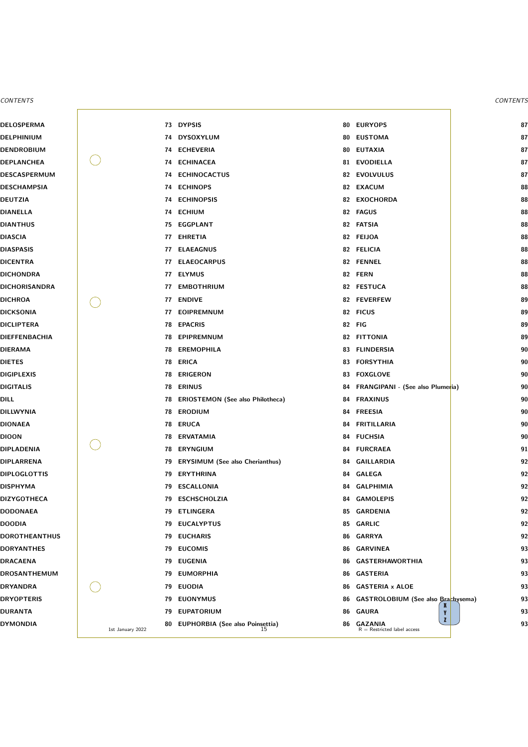# CONTENTS

| Entry | Page |
|---|---|
| DELOSPERMA | 73 |
| DELPHINIUM | 74 |
| DENDROBIUM | 74 |
| DEPLANCHEA | 74 |
| DESCASPERMUM | 74 |
| DESCHAMPSIA | 74 |
| DEUTZIA | 74 |
| DIANELLA | 74 |
| DIANTHUS | 75 |
| DIASCIA | 77 |
| DIASPASIS | 77 |
| DICENTRA | 77 |
| DICHONDRA | 77 |
| DICHORISANDRA | 77 |
| DICHROA | 77 |
| DICKSONIA | 77 |
| DICLIPTERA | 78 |
| DIEFFENBACHIA | 78 |
| DIERAMA | 78 |
| DIETES | 78 |
| DIGIPLEXIS | 78 |
| DIGITALIS | 78 |
| DILL | 78 |
| DILLWYNIA | 78 |
| DIONAEA | 78 |
| DIOON | 78 |
| DIPLADENIA | 78 |
| DIPLARRENA | 79 |
| DIPLOGLOTTIS | 79 |
| DISPHYMA | 79 |
| DIZYGOTHECA | 79 |
| DODONAEA | 79 |
| DOODIA | 79 |
| DOROTHEANTHUS | 79 |
| DORYANTHES | 79 |
| DRACAENA | 79 |
| DROSANTHEMUM | 79 |
| DRYANDRA | 79 |
| DRYOPTERIS | 79 |
| DURANTA | 79 |
| DYMONDIA | 80 |
| DYPSIS | 80 |
| DYSOXYLUM | 80 |
| ECHEVERIA | 80 |
| ECHINACEA | 81 |
| ECHINOCACTUS | 82 |
| ECHINOPS | 82 |
| ECHINOPSIS | 82 |
| ECHIUM | 82 |
| EGGPLANT | 82 |
| EHRETIA | 82 |
| ELAEAGNUS | 82 |
| ELAEOCARPUS | 82 |
| ELYMUS | 82 |
| EMBOTHRIUM | 82 |
| ENDIVE | 82 |
| EOIPREMNUM | 82 |
| EPACRIS | 82 |
| EPIPREMNUM | 82 |
| EREMOPHILA | 83 |
| ERICA | 83 |
| ERIGERON | 83 |
| ERINUS | 84 |
| ERIOSTEMON (See also Philotheca) | 84 |
| ERODIUM | 84 |
| ERUCA | 84 |
| ERVATAMIA | 84 |
| ERYNGIUM | 84 |
| ERYSIMUM (See also Cherianthus) | 84 |
| ERYTHRINA | 84 |
| ESCALLONIA | 84 |
| ESCHSCHOLZIA | 84 |
| ETLINGERA | 85 |
| EUCALYPTUS | 85 |
| EUCHARIS | 86 |
| EUCOMIS | 86 |
| EUGENIA | 86 |
| EUMORPHIA | 86 |
| EUODIA | 86 |
| EUONYMUS | 86 |
| EUPATORIUM | 86 |
| EUPHORBIA (See also Poinsettia) | 86 |
| EURYOPS | 87 |
| EUSTOMA | 87 |
| EUTAXIA | 87 |
| EVODIELLA | 87 |
| EVOLVULUS | 87 |
| EXACUM | 88 |
| EXOCHORDA | 88 |
| FAGUS | 88 |
| FATSIA | 88 |
| FEIJOA | 88 |
| FELICIA | 88 |
| FENNEL | 88 |
| FERN | 88 |
| FESTUCA | 88 |
| FEVERFEW | 89 |
| FICUS | 89 |
| FIG | 89 |
| FITTONIA | 89 |
| FLINDERSIA | 90 |
| FORSYTHIA | 90 |
| FOXGLOVE | 90 |
| FRANGIPANI - (See also Plumeria) | 90 |
| FRAXINUS | 90 |
| FREESIA | 90 |
| FRITILLARIA | 90 |
| FUCHSIA | 90 |
| FURCRAEA | 91 |
| GAILLARDIA | 92 |
| GALEGA | 92 |
| GALPHIMIA | 92 |
| GAMOLEPIS | 92 |
| GARDENIA | 92 |
| GARLIC | 92 |
| GARRYA | 92 |
| GARVINEA | 93 |
| GASTERHAWORTHIA | 93 |
| GASTERIA | 93 |
| GASTERIA x ALOE | 93 |
| GASTROLOBIUM (See also Brachysema) | 93 |
| GAURA | 93 |
| GAZANIA | 93 |

R = Restricted label access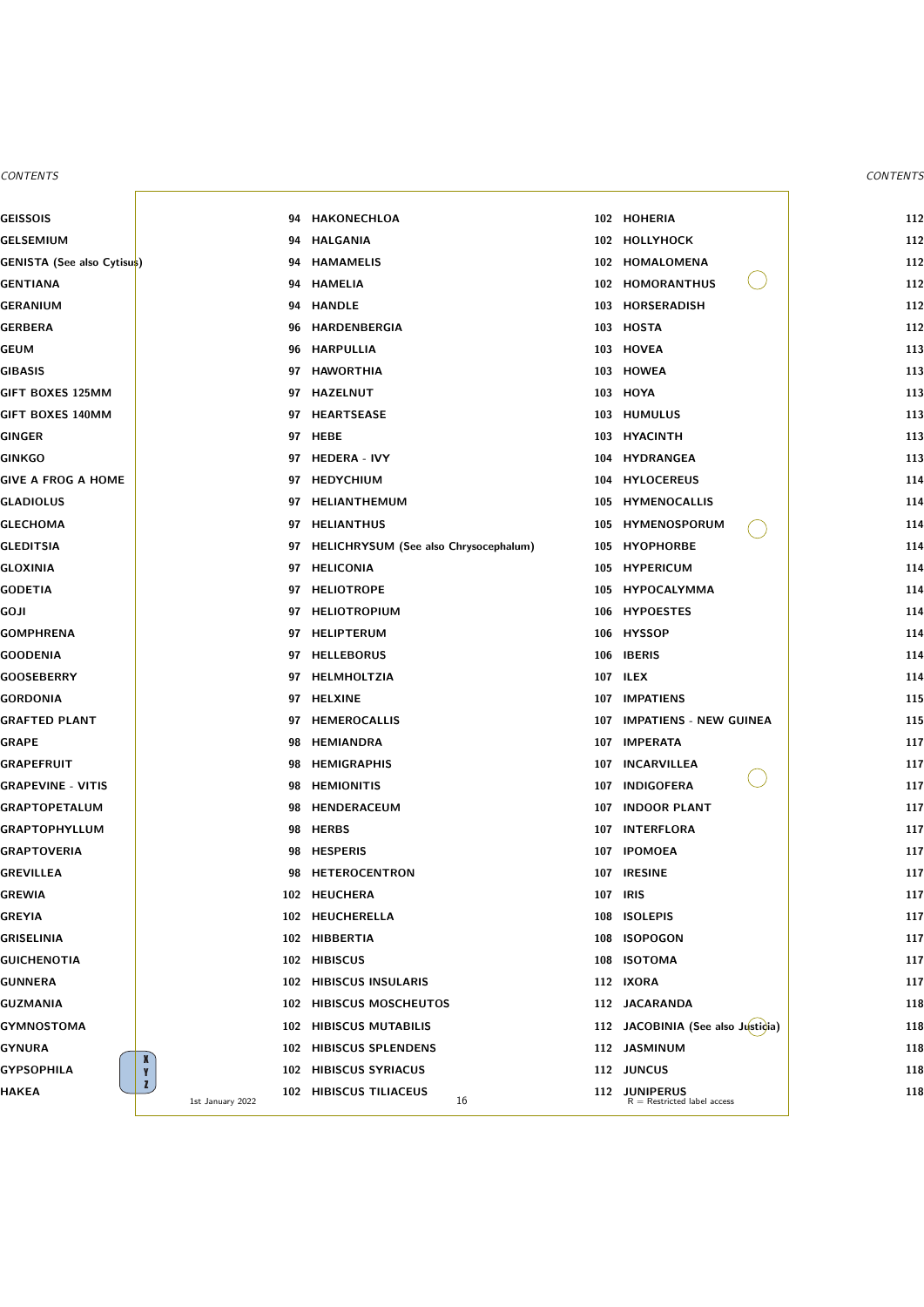| | | | | | |
|---|---|---|---|---|---|
| GEISSOIS | 94 | HAKONECHLOA | 102 | HOHERIA | 112 |
| GELSEMIUM | 94 | HALGANIA | 102 | HOLLYHOCK | 112 |
| GENISTA (See also Cytisus) | 94 | HAMAMELIS | 102 | HOMALOMENA | 112 |
| GENTIANA | 94 | HAMELIA | 102 | HOMORANTHUS | 112 |
| GERANIUM | 94 | HANDLE | 103 | HORSERADISH | 112 |
| GERBERA | 96 | HARDENBERGIA | 103 | HOSTA | 112 |
| GEUM | 96 | HARPULLIA | 103 | HOVEA | 113 |
| GIBASIS | 97 | HAWORTHIA | 103 | HOWEA | 113 |
| GIFT BOXES 125MM | 97 | HAZELNUT | 103 | HOYA | 113 |
| GIFT BOXES 140MM | 97 | HEARTSEASE | 103 | HUMULUS | 113 |
| GINGER | 97 | HEBE | 103 | HYACINTH | 113 |
| GINKGO | 97 | HEDERA - IVY | 104 | HYDRANGEA | 113 |
| GIVE A FROG A HOME | 97 | HEDYCHIUM | 104 | HYLOCEREUS | 114 |
| GLADIOLUS | 97 | HELIANTHEMUM | 105 | HYMENOCALLIS | 114 |
| GLECHOMA | 97 | HELIANTHUS | 105 | HYMENOSPORUM | 114 |
| GLEDITSIA | 97 | HELICHRYSUM (See also Chrysocephalum) | 105 | HYOPHORBE | 114 |
| GLOXINIA | 97 | HELICONIA | 105 | HYPERICUM | 114 |
| GODETIA | 97 | HELIOTROPE | 105 | HYPOCALYMMA | 114 |
| GOJI | 97 | HELIOTROPIUM | 106 | HYPOESTES | 114 |
| GOMPHRENA | 97 | HELIPTERUM | 106 | HYSSOP | 114 |
| GOODENIA | 97 | HELLEBORUS | 106 | IBERIS | 114 |
| GOOSEBERRY | 97 | HELMHOLTZIA | 107 | ILEX | 114 |
| GORDONIA | 97 | HELXINE | 107 | IMPATIENS | 115 |
| GRAFTED PLANT | 97 | HEMEROCALLIS | 107 | IMPATIENS - NEW GUINEA | 115 |
| GRAPE | 98 | HEMIANDRA | 107 | IMPERATA | 117 |
| GRAPEFRUIT | 98 | HEMIGRAPHIS | 107 | INCARVILLEA | 117 |
| GRAPEVINE - VITIS | 98 | HEMIONITIS | 107 | INDIGOFERA | 117 |
| GRAPTOPETALUM | 98 | HENDERACEUM | 107 | INDOOR PLANT | 117 |
| GRAPTOPHYLLUM | 98 | HERBS | 107 | INTERFLORA | 117 |
| GRAPTOVERIA | 98 | HESPERIS | 107 | IPOMOEA | 117 |
| GREVILLEA | 98 | HETEROCENTRON | 107 | IRESINE | 117 |
| GREWIA | 102 | HEUCHERA | 107 | IRIS | 117 |
| GREYIA | 102 | HEUCHERELLA | 108 | ISOLEPIS | 117 |
| GRISELINIA | 102 | HIBBERTIA | 108 | ISOPOGON | 117 |
| GUICHENOTIA | 102 | HIBISCUS | 108 | ISOTOMA | 117 |
| GUNNERA | 102 | HIBISCUS INSULARIS | 112 | IXORA | 117 |
| GUZMANIA | 102 | HIBISCUS MOSCHEUTOS | 112 | JACARANDA | 118 |
| GYMNOSTOMA | 102 | HIBISCUS MUTABILIS | 112 | JACOBINIA (See also Justicia) | 118 |
| GYNURA | 102 | HIBISCUS SPLENDENS | 112 | JASMINUM | 118 |
| GYPSOPHILA | 102 | HIBISCUS SYRIACUS | 112 | JUNCUS | 118 |
| HAKEA | 102 | HIBISCUS TILIACEUS | 112 | JUNIPERUS | 118 |

R = Restricted label access

1st January 2022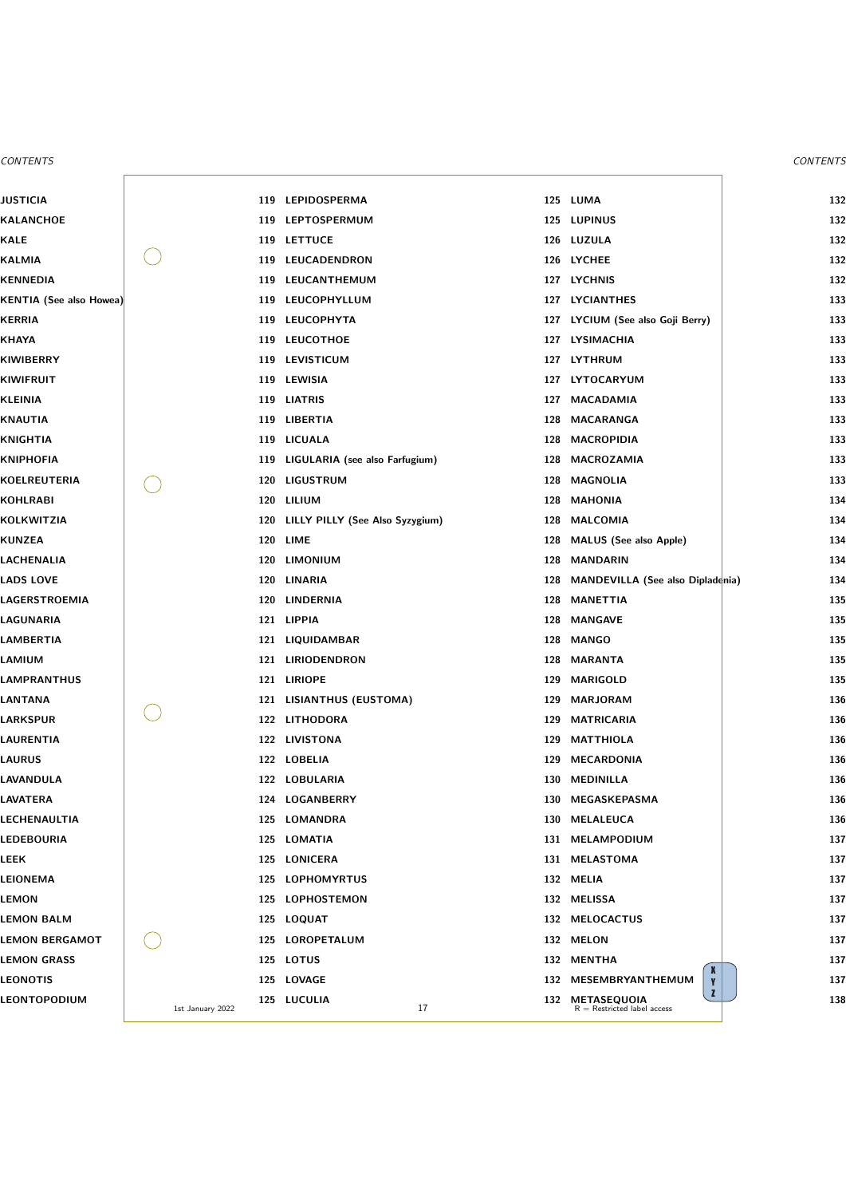| Entry | Page | Entry | Page | Entry | Page |
|---|---|---|---|---|---|
| JUSTICIA | 119 | LEPIDOSPERMA | 125 | LUMA | 132 |
| KALANCHOE | 119 | LEPTOSPERMUM | 125 | LUPINUS | 132 |
| KALE | 119 | LETTUCE | 126 | LUZULA | 132 |
| KALMIA | 119 | LEUCADENDRON | 126 | LYCHEE | 132 |
| KENNEDIA | 119 | LEUCANTHEMUM | 127 | LYCHNIS | 132 |
| KENTIA (See also Howea) | 119 | LEUCOPHYLLUM | 127 | LYCIANTHES | 133 |
| KERRIA | 119 | LEUCOPHYTA | 127 | LYCIUM (See also Goji Berry) | 133 |
| KHAYA | 119 | LEUCOTHOE | 127 | LYSIMACHIA | 133 |
| KIWIBERRY | 119 | LEVISTICUM | 127 | LYTHRUM | 133 |
| KIWIFRUIT | 119 | LEWISIA | 127 | LYTOCARYUM | 133 |
| KLEINIA | 119 | LIATRIS | 127 | MACADAMIA | 133 |
| KNAUTIA | 119 | LIBERTIA | 128 | MACARANGA | 133 |
| KNIGHTIA | 119 | LICUALA | 128 | MACROPIDIA | 133 |
| KNIPHOFIA | 119 | LIGULARIA (see also Farfugium) | 128 | MACROZAMIA | 133 |
| KOELREUTERIA | 120 | LIGUSTRUM | 128 | MAGNOLIA | 133 |
| KOHLRABI | 120 | LILIUM | 128 | MAHONIA | 134 |
| KOLKWITZIA | 120 | LILLY PILLY (See Also Syzygium) | 128 | MALCOMIA | 134 |
| KUNZEA | 120 | LIME | 128 | MALUS (See also Apple) | 134 |
| LACHENALIA | 120 | LIMONIUM | 128 | MANDARIN | 134 |
| LADS LOVE | 120 | LINARIA | 128 | MANDEVILLA (See also Dipladenia) | 134 |
| LAGERSTROEMIA | 120 | LINDERNIA | 128 | MANETTIA | 135 |
| LAGUNARIA | 121 | LIPPIA | 128 | MANGAVE | 135 |
| LAMBERTIA | 121 | LIQUIDAMBAR | 128 | MANGO | 135 |
| LAMIUM | 121 | LIRIODENDRON | 128 | MARANTA | 135 |
| LAMPRANTHUS | 121 | LIRIOPE | 129 | MARIGOLD | 135 |
| LANTANA | 121 | LISIANTHUS (EUSTOMA) | 129 | MARJORAM | 136 |
| LARKSPUR | 122 | LITHODORA | 129 | MATRICARIA | 136 |
| LAURENTIA | 122 | LIVISTONA | 129 | MATTHIOLA | 136 |
| LAURUS | 122 | LOBELIA | 129 | MECARDONIA | 136 |
| LAVANDULA | 122 | LOBULARIA | 130 | MEDINILLA | 136 |
| LAVATERA | 124 | LOGANBERRY | 130 | MEGASKEPASMA | 136 |
| LECHENAULTIA | 125 | LOMANDRA | 130 | MELALEUCA | 136 |
| LEDEBOURIA | 125 | LOMATIA | 131 | MELAMPODIUM | 137 |
| LEEK | 125 | LONICERA | 131 | MELASTOMA | 137 |
| LEIONEMA | 125 | LOPHOMYRTUS | 132 | MELIA | 137 |
| LEMON | 125 | LOPHOSTEMON | 132 | MELISSA | 137 |
| LEMON BALM | 125 | LOQUAT | 132 | MELOCACTUS | 137 |
| LEMON BERGAMOT | 125 | LOROPETALUM | 132 | MELON | 137 |
| LEMON GRASS | 125 | LOTUS | 132 | MENTHA | 137 |
| LEONOTIS | 125 | LOVAGE | 132 | MESEMBRYANTHEMUM | 137 |
| LEONTOPODIUM | 125 | LUCULIA | 132 | METASEQUOIA | 138 |

R = Restricted label access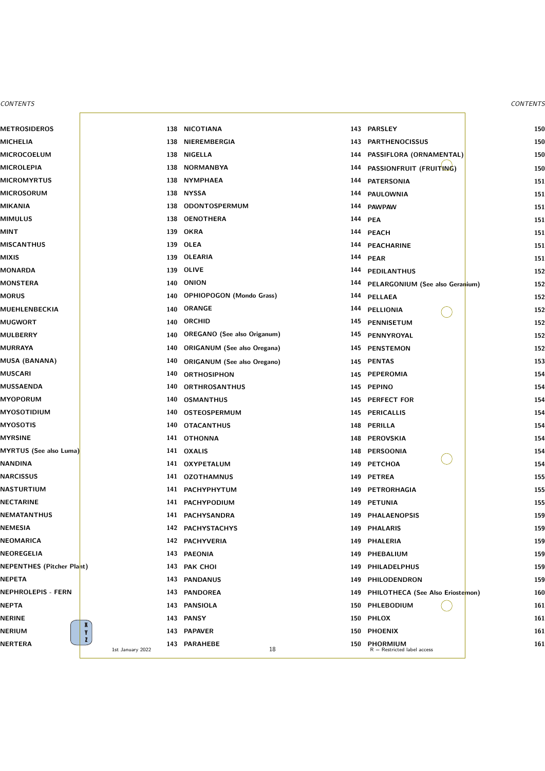| | | | | | |
|---|---|---|---|---|---|
| METROSIDEROS | 138 | NICOTIANA | 143 | PARSLEY | 150 |
| MICHELIA | 138 | NIEREMBERGIA | 143 | PARTHENOCISSUS | 150 |
| MICROCOELUM | 138 | NIGELLA | 144 | PASSIFLORA (ORNAMENTAL) | 150 |
| MICROLEPIA | 138 | NORMANBYA | 144 | PASSIONFRUIT (FRUITING) | 150 |
| MICROMYRTUS | 138 | NYMPHAEA | 144 | PATERSONIA | 151 |
| MICROSORUM | 138 | NYSSA | 144 | PAULOWNIA | 151 |
| MIKANIA | 138 | ODONTOSPERMUM | 144 | PAWPAW | 151 |
| MIMULUS | 138 | OENOTHERA | 144 | PEA | 151 |
| MINT | 139 | OKRA | 144 | PEACH | 151 |
| MISCANTHUS | 139 | OLEA | 144 | PEACHARINE | 151 |
| MIXIS | 139 | OLEARIA | 144 | PEAR | 151 |
| MONARDA | 139 | OLIVE | 144 | PEDILANTHUS | 152 |
| MONSTERA | 140 | ONION | 144 | PELARGONIUM (See also Geranium) | 152 |
| MORUS | 140 | OPHIOPOGON (Mondo Grass) | 144 | PELLAEA | 152 |
| MUEHLENBECKIA | 140 | ORANGE | 144 | PELLIONIA | 152 |
| MUGWORT | 140 | ORCHID | 145 | PENNISETUM | 152 |
| MULBERRY | 140 | OREGANO (See also Origanum) | 145 | PENNYROYAL | 152 |
| MURRAYA | 140 | ORIGANUM (See also Oregana) | 145 | PENSTEMON | 152 |
| MUSA (BANANA) | 140 | ORIGANUM (See also Oregano) | 145 | PENTAS | 153 |
| MUSCARI | 140 | ORTHOSIPHON | 145 | PEPEROMIA | 154 |
| MUSSAENDA | 140 | ORTHROSANTHUS | 145 | PEPINO | 154 |
| MYOPORUM | 140 | OSMANTHUS | 145 | PERFECT FOR | 154 |
| MYOSOTIDIUM | 140 | OSTEOSPERMUM | 145 | PERICALLIS | 154 |
| MYOSOTIS | 140 | OTACANTHUS | 148 | PERILLA | 154 |
| MYRSINE | 141 | OTHONNA | 148 | PEROVSKIA | 154 |
| MYRTUS (See also Luma) | 141 | OXALIS | 148 | PERSOONIA | 154 |
| NANDINA | 141 | OXYPETALUM | 149 | PETCHOA | 154 |
| NARCISSUS | 141 | OZOTHAMNUS | 149 | PETREA | 155 |
| NASTURTIUM | 141 | PACHYPHYTUM | 149 | PETRORHAGIA | 155 |
| NECTARINE | 141 | PACHYPODIUM | 149 | PETUNIA | 155 |
| NEMATANTHUS | 141 | PACHYSANDRA | 149 | PHALAENOPSIS | 159 |
| NEMESIA | 142 | PACHYSTACHYS | 149 | PHALARIS | 159 |
| NEOMARICA | 142 | PACHYVERIA | 149 | PHALERIA | 159 |
| NEOREGELIA | 143 | PAEONIA | 149 | PHEBALIUM | 159 |
| NEPENTHES (Pitcher Plant) | 143 | PAK CHOI | 149 | PHILADELPHUS | 159 |
| NEPETA | 143 | PANDANUS | 149 | PHILODENDRON | 159 |
| NEPHROLEPIS - FERN | 143 | PANDOREA | 149 | PHILOTHECA (See Also Eriostemon) | 160 |
| NEPTA | 143 | PANSIOLA | 150 | PHLEBODIUM | 161 |
| NERINE | 143 | PANSY | 150 | PHLOX | 161 |
| NERIUM | 143 | PAPAVER | 150 | PHOENIX | 161 |
| NERTERA | 143 | PARAHEBE | 150 | PHORMIUM | 161 |

1st January 2022

R = Restricted label access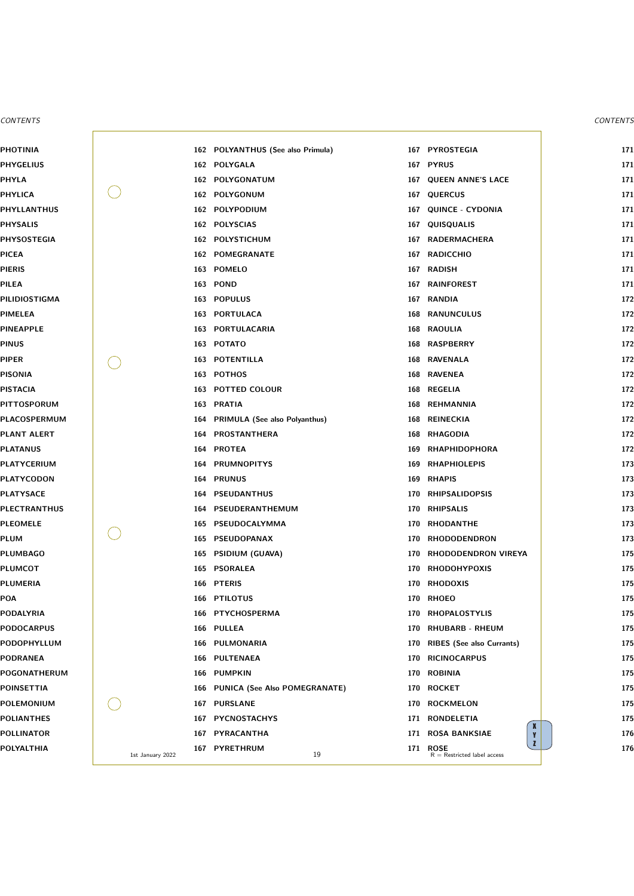| Entry | Page |
|---|---|
| PHOTINIA | 162 |
| PHYGELIUS | 162 |
| PHYLA | 162 |
| PHYLICA | 162 |
| PHYLLANTHUS | 162 |
| PHYSALIS | 162 |
| PHYSOSTEGIA | 162 |
| PICEA | 162 |
| PIERIS | 163 |
| PILEA | 163 |
| PILIDIOSTIGMA | 163 |
| PIMELEA | 163 |
| PINEAPPLE | 163 |
| PINUS | 163 |
| PIPER | 163 |
| PISONIA | 163 |
| PISTACIA | 163 |
| PITTOSPORUM | 163 |
| PLACOSPERMUM | 164 |
| PLANT ALERT | 164 |
| PLATANUS | 164 |
| PLATYCERIUM | 164 |
| PLATYCODON | 164 |
| PLATYSACE | 164 |
| PLECTRANTHUS | 164 |
| PLEOMELE | 165 |
| PLUM | 165 |
| PLUMBAGO | 165 |
| PLUMCOT | 165 |
| PLUMERIA | 166 |
| POA | 166 |
| PODALYRIA | 166 |
| PODOCARPUS | 166 |
| PODOPHYLLUM | 166 |
| PODRANEA | 166 |
| POGONATHERUM | 166 |
| POINSETTIA | 166 |
| POLEMONIUM | 167 |
| POLIANTHES | 167 |
| POLLINATOR | 167 |
| POLYALTHIA | 167 |
| POLYANTHUS (See also Primula) | 167 |
| POLYGALA | 167 |
| POLYGONATUM | 167 |
| POLYGONUM | 167 |
| POLYPODIUM | 167 |
| POLYSCIAS | 167 |
| POLYSTICHUM | 167 |
| POMEGRANATE | 167 |
| POMELO | 167 |
| POND | 167 |
| POPULUS | 167 |
| PORTULACA | 168 |
| PORTULACARIA | 168 |
| POTATO | 168 |
| POTENTILLA | 168 |
| POTHOS | 168 |
| POTTED COLOUR | 168 |
| PRATIA | 168 |
| PRIMULA (See also Polyanthus) | 168 |
| PROSTANTHERA | 168 |
| PROTEA | 169 |
| PRUMNOPITYS | 169 |
| PRUNUS | 169 |
| PSEUDANTHUS | 170 |
| PSEUDERANTHEMUM | 170 |
| PSEUDOCALYMMA | 170 |
| PSEUDOPANAX | 170 |
| PSIDIUM (GUAVA) | 170 |
| PSORALEA | 170 |
| PTERIS | 170 |
| PTILOTUS | 170 |
| PTYCHOSPERMA | 170 |
| PULLEA | 170 |
| PULMONARIA | 170 |
| PULTENAEA | 170 |
| PUMPKIN | 170 |
| PUNICA (See Also POMEGRANATE) | 170 |
| PURSLANE | 170 |
| PYCNOSTACHYS | 171 |
| PYRACANTHA | 171 |
| PYRETHRUM | 171 |
| PYROSTEGIA | 171 |
| PYRUS | 171 |
| QUEEN ANNE'S LACE | 171 |
| QUERCUS | 171 |
| QUINCE - CYDONIA | 171 |
| QUISQUALIS | 171 |
| RADERMACHERA | 171 |
| RADICCHIO | 171 |
| RADISH | 171 |
| RAINFOREST | 171 |
| RANDIA | 172 |
| RANUNCULUS | 172 |
| RAOULIA | 172 |
| RASPBERRY | 172 |
| RAVENALA | 172 |
| RAVENEA | 172 |
| REGELIA | 172 |
| REHMANNIA | 172 |
| REINECKIA | 172 |
| RHAGODIA | 172 |
| RHAPHIDOPHORA | 172 |
| RHAPHIOLEPIS | 173 |
| RHAPIS | 173 |
| RHIPSALIDOPSIS | 173 |
| RHIPSALIS | 173 |
| RHODANTHE | 173 |
| RHODODENDRON | 173 |
| RHODODENDRON VIREYA | 175 |
| RHODOHYPOXIS | 175 |
| RHODOXIS | 175 |
| RHOEO | 175 |
| RHOPALOSTYLIS | 175 |
| RHUBARB - RHEUM | 175 |
| RIBES (See also Currants) | 175 |
| RICINOCARPUS | 175 |
| ROBINIA | 175 |
| ROCKET | 175 |
| ROCKMELON | 175 |
| RONDELETIA | 175 |
| ROSA BANKSIAE | 176 |
| ROSE | 176 |

R = Restricted label access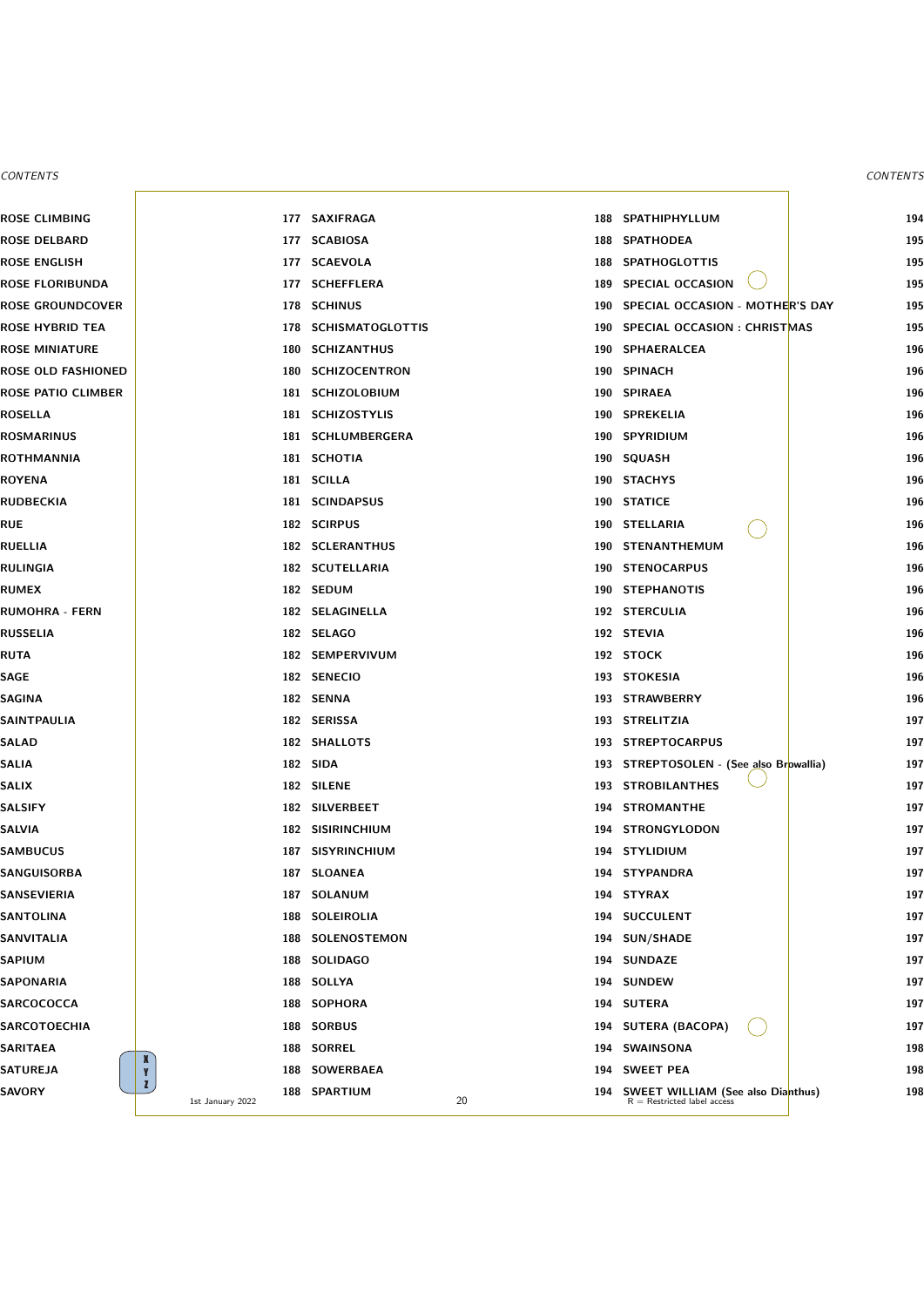| | | | | | |
|---|---|---|---|---|---|
| ROSE CLIMBING | 177 | SAXIFRAGA | 188 | SPATHIPHYLLUM | 194 |
| ROSE DELBARD | 177 | SCABIOSA | 188 | SPATHODEA | 195 |
| ROSE ENGLISH | 177 | SCAEVOLA | 188 | SPATHOGLOTTIS | 195 |
| ROSE FLORIBUNDA | 177 | SCHEFFLERA | 189 | SPECIAL OCCASION | 195 |
| ROSE GROUNDCOVER | 178 | SCHINUS | 190 | SPECIAL OCCASION - MOTHER'S DAY | 195 |
| ROSE HYBRID TEA | 178 | SCHISMATOGLOTTIS | 190 | SPECIAL OCCASION : CHRISTMAS | 195 |
| ROSE MINIATURE | 180 | SCHIZANTHUS | 190 | SPHAERALCEA | 196 |
| ROSE OLD FASHIONED | 180 | SCHIZOCENTRON | 190 | SPINACH | 196 |
| ROSE PATIO CLIMBER | 181 | SCHIZOLOBIUM | 190 | SPIRAEA | 196 |
| ROSELLA | 181 | SCHIZOSTYLIS | 190 | SPREKELIA | 196 |
| ROSMARINUS | 181 | SCHLUMBERGERA | 190 | SPYRIDIUM | 196 |
| ROTHMANNIA | 181 | SCHOTIA | 190 | SQUASH | 196 |
| ROYENA | 181 | SCILLA | 190 | STACHYS | 196 |
| RUDBECKIA | 181 | SCINDAPSUS | 190 | STATICE | 196 |
| RUE | 182 | SCIRPUS | 190 | STELLARIA | 196 |
| RUELLIA | 182 | SCLERANTHUS | 190 | STENANTHEMUM | 196 |
| RULINGIA | 182 | SCUTELLARIA | 190 | STENOCARPUS | 196 |
| RUMEX | 182 | SEDUM | 190 | STEPHANOTIS | 196 |
| RUMOHRA - FERN | 182 | SELAGINELLA | 192 | STERCULIA | 196 |
| RUSSELIA | 182 | SELAGO | 192 | STEVIA | 196 |
| RUTA | 182 | SEMPERVIVUM | 192 | STOCK | 196 |
| SAGE | 182 | SENECIO | 193 | STOKESIA | 196 |
| SAGINA | 182 | SENNA | 193 | STRAWBERRY | 196 |
| SAINTPAULIA | 182 | SERISSA | 193 | STRELITZIA | 197 |
| SALAD | 182 | SHALLOTS | 193 | STREPTOCARPUS | 197 |
| SALIA | 182 | SIDA | 193 | STREPTOSOLEN - (See also Browallia) | 197 |
| SALIX | 182 | SILENE | 193 | STROBILANTHES | 197 |
| SALSIFY | 182 | SILVERBEET | 194 | STROMANTHE | 197 |
| SALVIA | 182 | SISIRINCHIUM | 194 | STRONGYLODON | 197 |
| SAMBUCUS | 187 | SISYRINCHIUM | 194 | STYLIDIUM | 197 |
| SANGUISORBA | 187 | SLOANEA | 194 | STYPANDRA | 197 |
| SANSEVIERIA | 187 | SOLANUM | 194 | STYRAX | 197 |
| SANTOLINA | 188 | SOLEIROLIA | 194 | SUCCULENT | 197 |
| SANVITALIA | 188 | SOLENOSTEMON | 194 | SUN/SHADE | 197 |
| SAPIUM | 188 | SOLIDAGO | 194 | SUNDAZE | 197 |
| SAPONARIA | 188 | SOLLYA | 194 | SUNDEW | 197 |
| SARCOCOCCA | 188 | SOPHORA | 194 | SUTERA | 197 |
| SARCOTOECHIA | 188 | SORBUS | 194 | SUTERA (BACOPA) | 197 |
| SARITAEA | 188 | SORREL | 194 | SWAINSONA | 198 |
| SATUREJA | 188 | SOWERBAEA | 194 | SWEET PEA | 198 |
| SAVORY | 188 | SPARTIUM | 194 | SWEET WILLIAM (See also Dianthus) | 198 |

R = Restricted label access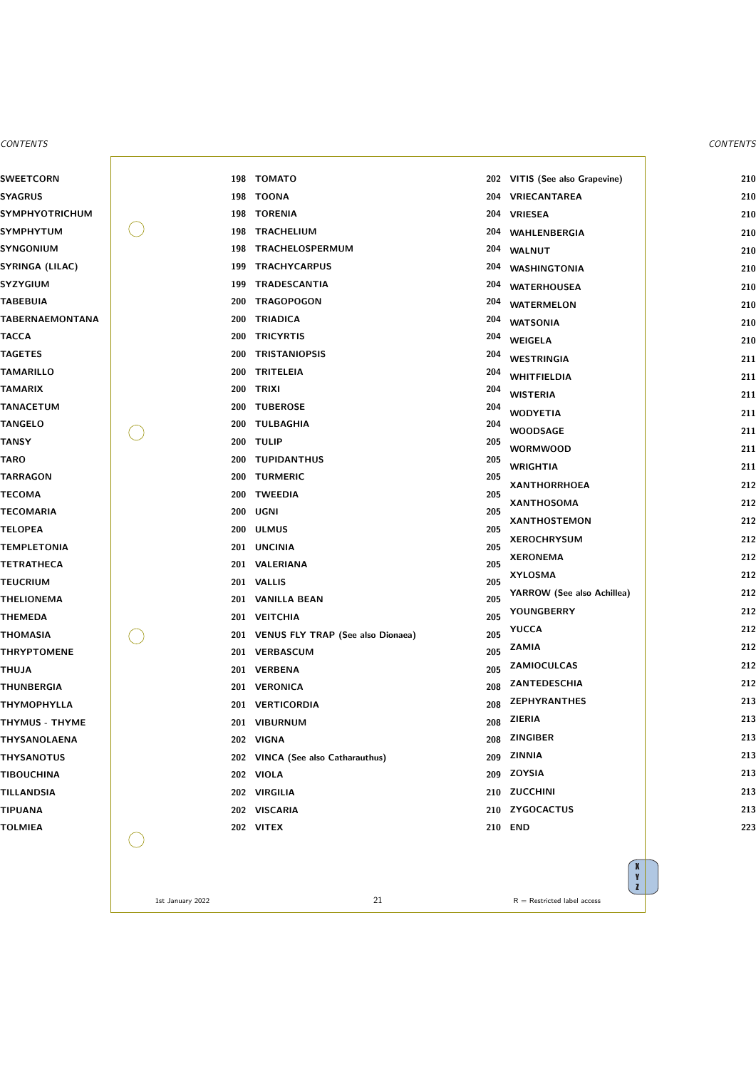| | | | | | |
|---|---|---|---|---|---|
| SWEETCORN | 198 | TOMATO | 202 | VITIS (See also Grapevine) | 210 |
| SYAGRUS | 198 | TOONA | 204 | VRIECANTAREA | 210 |
| SYMPHYOTRICHUM | 198 | TORENIA | 204 | VRIESEA | 210 |
| SYMPHYTUM | 198 | TRACHELIUM | 204 | WAHLENBERGIA | 210 |
| SYNGONIUM | 198 | TRACHELOSPERMUM | 204 | WALNUT | 210 |
| SYRINGA (LILAC) | 199 | TRACHYCARPUS | 204 | WASHINGTONIA | 210 |
| SYZYGIUM | 199 | TRADESCANTIA | 204 | WATERHOUSEA | 210 |
| TABEBUIA | 200 | TRAGOPOGON | 204 | WATERMELON | 210 |
| TABERNAEMONTANA | 200 | TRIADICA | 204 | WATSONIA | 210 |
| TACCA | 200 | TRICYRTIS | 204 | WEIGELA | 210 |
| TAGETES | 200 | TRISTANIOPSIS | 204 | WESTRINGIA | 211 |
| TAMARILLO | 200 | TRITELEIA | 204 | WHITFIELDIA | 211 |
| TAMARIX | 200 | TRIXI | 204 | WISTERIA | 211 |
| TANACETUM | 200 | TUBEROSE | 204 | WODYETIA | 211 |
| TANGELO | 200 | TULBAGHIA | 204 | WOODSAGE | 211 |
| TANSY | 200 | TULIP | 205 | WORMWOOD | 211 |
| TARO | 200 | TUPIDANTHUS | 205 | WRIGHTIA | 211 |
| TARRAGON | 200 | TURMERIC | 205 | XANTHORRHOEA | 212 |
| TECOMA | 200 | TWEEDIA | 205 | XANTHOSOMA | 212 |
| TECOMARIA | 200 | UGNI | 205 | XANTHOSTEMON | 212 |
| TELOPEA | 200 | ULMUS | 205 | XEROCHRYSUM | 212 |
| TEMPLETONIA | 201 | UNCINIA | 205 | XERONEMA | 212 |
| TETRATHECA | 201 | VALERIANA | 205 | XYLOSMA | 212 |
| TEUCRIUM | 201 | VALLIS | 205 | YARROW (See also Achillea) | 212 |
| THELIONEMA | 201 | VANILLA BEAN | 205 | YOUNGBERRY | 212 |
| THEMEDA | 201 | VEITCHIA | 205 | YUCCA | 212 |
| THOMASIA | 201 | VENUS FLY TRAP (See also Dionaea) | 205 | ZAMIA | 212 |
| THRYPTOMENE | 201 | VERBASCUM | 205 | ZAMIOCULCAS | 212 |
| THUJA | 201 | VERBENA | 205 | ZANTEDESCHIA | 212 |
| THUNBERGIA | 201 | VERONICA | 208 | ZEPHYRANTHES | 213 |
| THYMOPHYLLA | 201 | VERTICORDIA | 208 | ZIERIA | 213 |
| THYMUS - THYME | 201 | VIBURNUM | 208 | ZINGIBER | 213 |
| THYSANOLAENA | 202 | VIGNA | 208 | ZINNIA | 213 |
| THYSANOTUS | 202 | VINCA (See also Catharauthus) | 209 | ZOYSIA | 213 |
| TIBOUCHINA | 202 | VIOLA | 209 | ZUCCHINI | 213 |
| TILLANDSIA | 202 | VIRGILIA | 210 | ZYGOCACTUS | 213 |
| TIPUANA | 202 | VISCARIA | 210 | END | 223 |
| TOLMIEA | 202 | VITEX | 210 | | |